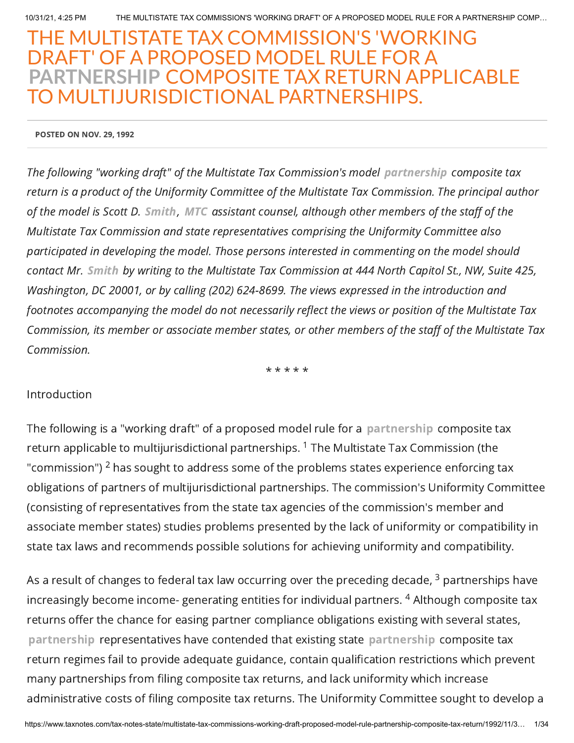# THE MULTISTATE TAX COMMISSION'S 'WORKING DRAFT' OF A PROPOSED MODEL RULE FOR A PARTNERSHIP COMPOSITE TAX RETURN APPLICABLE TO MULTIJURISDICTIONAL PARTNERSHIPS.

**POSTED ON NOV. 29, 1992**

*The following "working draft" of the Multistate Tax Commission's model partnership composite tax return is a product of the Uniformity Committee of the Multistate Tax Commission. The principal author of the model is Scott D. Smith, MTC assistant counsel, although other members of the staff of the Multistate Tax Commission and state representatives comprising the Uniformity Committee also participated in developing the model. Those persons interested in commenting on the model should contact Mr. Smith by writing to the Multistate Tax Commission at 444 North Capitol St., NW, Suite 425, Washington, DC 20001, or by calling (202) 624-8699. The views expressed in the introduction and footnotes accompanying the model do not necessarily reflect the views or position of the Multistate Tax Commission, its member or associate member states, or other members of the staff of the Multistate Tax Commission.*

* * * * *

Introduction

The following is a "working draft" of a proposed model rule for a partnership composite tax return applicable to multijurisdictional partnerships. [1] The Multistate Tax Commission (the "commission") [2] has sought to address some of the problems states experience enforcing tax obligations of partners of multijurisdictional partnerships. The commission's Uniformity Committee (consisting of representatives from the state tax agencies of the commission's member and associate member states) studies problems presented by the lack of uniformity or compatibility in state tax laws and recommends possible solutions for achieving uniformity and compatibility.

As a result of changes to federal tax law occurring over the preceding decade, [3] partnerships have increasingly become income- generating entities for individual partners. [4] Although composite tax returns offer the chance for easing partner compliance obligations existing with several states, partnership representatives have contended that existing state partnership composite tax return regimes fail to provide adequate guidance, contain qualification restrictions which prevent many partnerships from filing composite tax returns, and lack uniformity which increase administrative costs of filing composite tax returns. The Uniformity Committee sought to develop a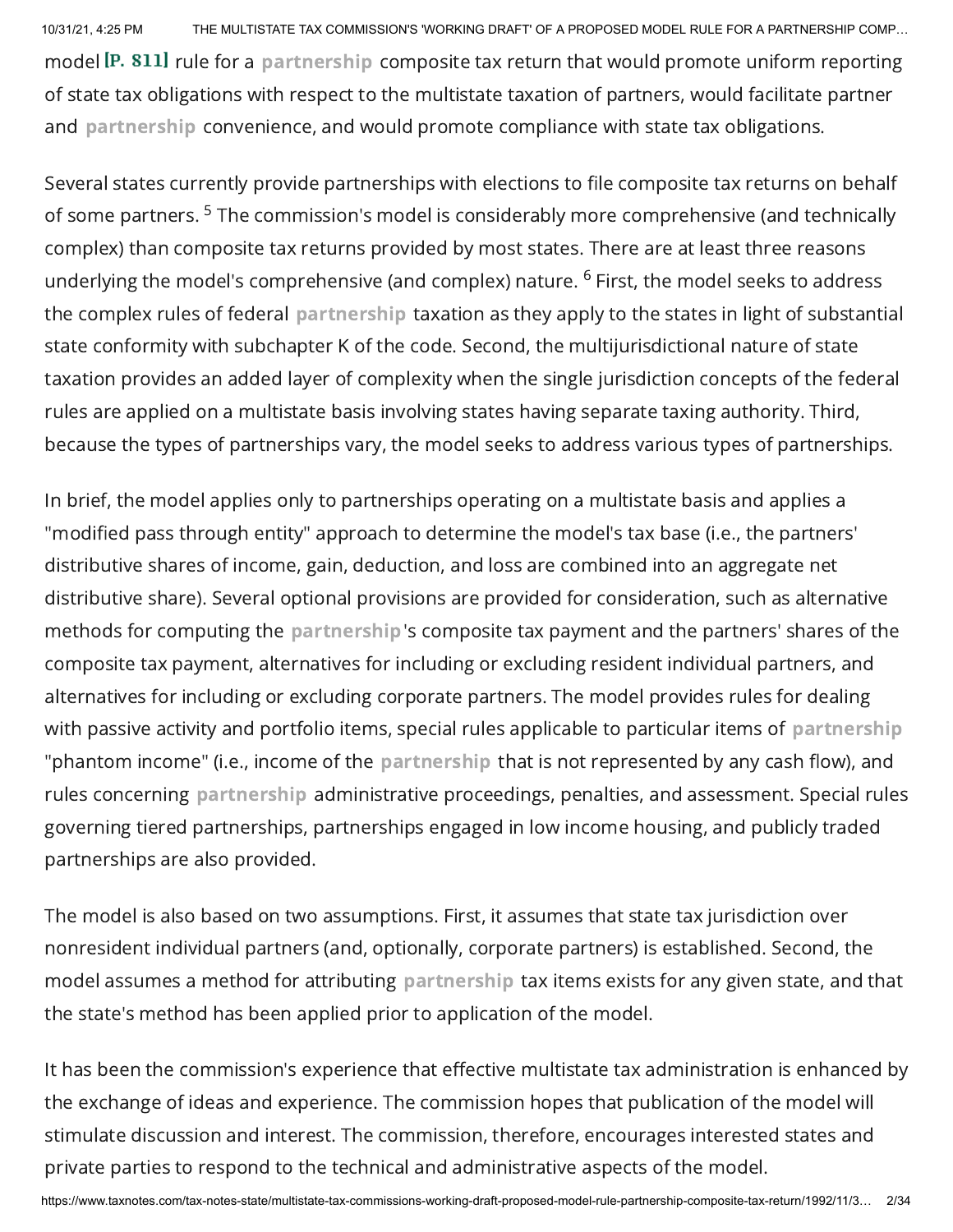model [P. 811] rule for a partnership composite tax return that would promote uniform reporting of state tax obligations with respect to the multistate taxation of partners, would facilitate partner and partnership convenience, and would promote compliance with state tax obligations.

Several states currently provide partnerships with elections to file composite tax returns on behalf of some partners. [5] The commission's model is considerably more comprehensive (and technically complex) than composite tax returns provided by most states. There are at least three reasons underlying the model's comprehensive (and complex) nature. [6] First, the model seeks to address the complex rules of federal partnership taxation as they apply to the states in light of substantial state conformity with subchapter K of the code. Second, the multijurisdictional nature of state taxation provides an added layer of complexity when the single jurisdiction concepts of the federal rules are applied on a multistate basis involving states having separate taxing authority. Third, because the types of partnerships vary, the model seeks to address various types of partnerships.

In brief, the model applies only to partnerships operating on a multistate basis and applies a "modified pass through entity" approach to determine the model's tax base (i.e., the partners' distributive shares of income, gain, deduction, and loss are combined into an aggregate net distributive share). Several optional provisions are provided for consideration, such as alternative methods for computing the partnership's composite tax payment and the partners' shares of the composite tax payment, alternatives for including or excluding resident individual partners, and alternatives for including or excluding corporate partners. The model provides rules for dealing with passive activity and portfolio items, special rules applicable to particular items of partnership "phantom income" (i.e., income of the partnership that is not represented by any cash flow), and rules concerning partnership administrative proceedings, penalties, and assessment. Special rules governing tiered partnerships, partnerships engaged in low income housing, and publicly traded partnerships are also provided.

The model is also based on two assumptions. First, it assumes that state tax jurisdiction over nonresident individual partners (and, optionally, corporate partners) is established. Second, the model assumes a method for attributing partnership tax items exists for any given state, and that the state's method has been applied prior to application of the model.

It has been the commission's experience that effective multistate tax administration is enhanced by the exchange of ideas and experience. The commission hopes that publication of the model will stimulate discussion and interest. The commission, therefore, encourages interested states and private parties to respond to the technical and administrative aspects of the model.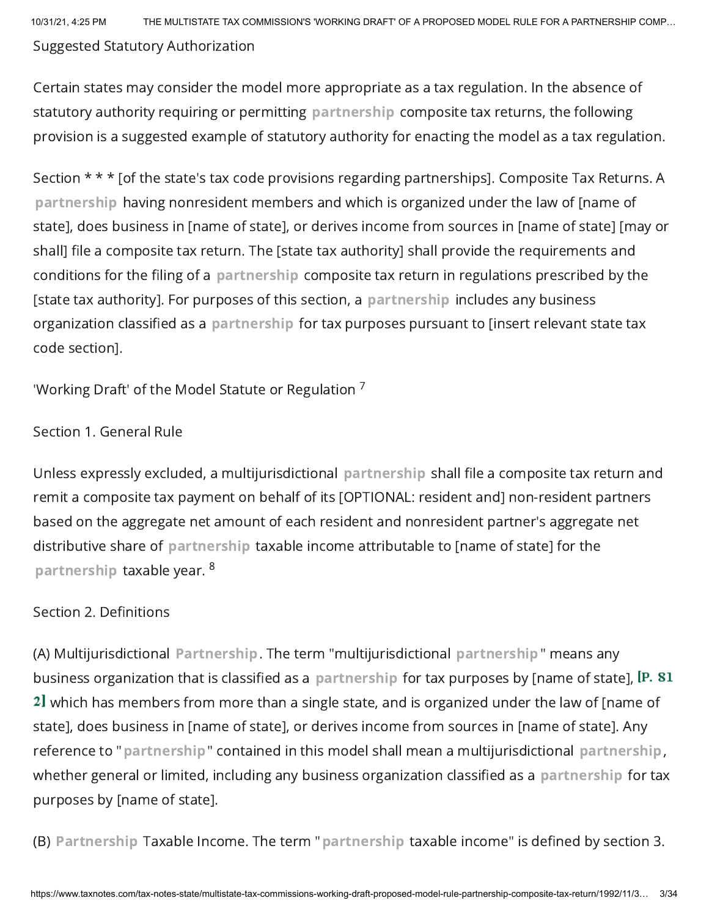Suggested Statutory Authorization

Certain states may consider the model more appropriate as a tax regulation. In the absence of statutory authority requiring or permitting partnership composite tax returns, the following provision is a suggested example of statutory authority for enacting the model as a tax regulation.

Section * * * [of the state's tax code provisions regarding partnerships]. Composite Tax Returns. A partnership having nonresident members and which is organized under the law of [name of state], does business in [name of state], or derives income from sources in [name of state] [may or shall] file a composite tax return. The [state tax authority] shall provide the requirements and conditions for the filing of a partnership composite tax return in regulations prescribed by the [state tax authority]. For purposes of this section, a partnership includes any business organization classified as a partnership for tax purposes pursuant to [insert relevant state tax code section].

'Working Draft' of the Model Statute or Regulation [7]

Section 1. General Rule

Unless expressly excluded, a multijurisdictional partnership shall file a composite tax return and remit a composite tax payment on behalf of its [OPTIONAL: resident and] non-resident partners based on the aggregate net amount of each resident and nonresident partner's aggregate net distributive share of partnership taxable income attributable to [name of state] for the partnership taxable year. [8]

Section 2. Definitions

(A) Multijurisdictional Partnership. The term "multijurisdictional partnership" means any business organization that is classified as a partnership for tax purposes by [name of state], **[P. 812]** which has members from more than a single state, and is organized under the law of [name of state], does business in [name of state], or derives income from sources in [name of state]. Any reference to "partnership" contained in this model shall mean a multijurisdictional partnership, whether general or limited, including any business organization classified as a partnership for tax purposes by [name of state].

(B) Partnership Taxable Income. The term "partnership taxable income" is defined by section 3.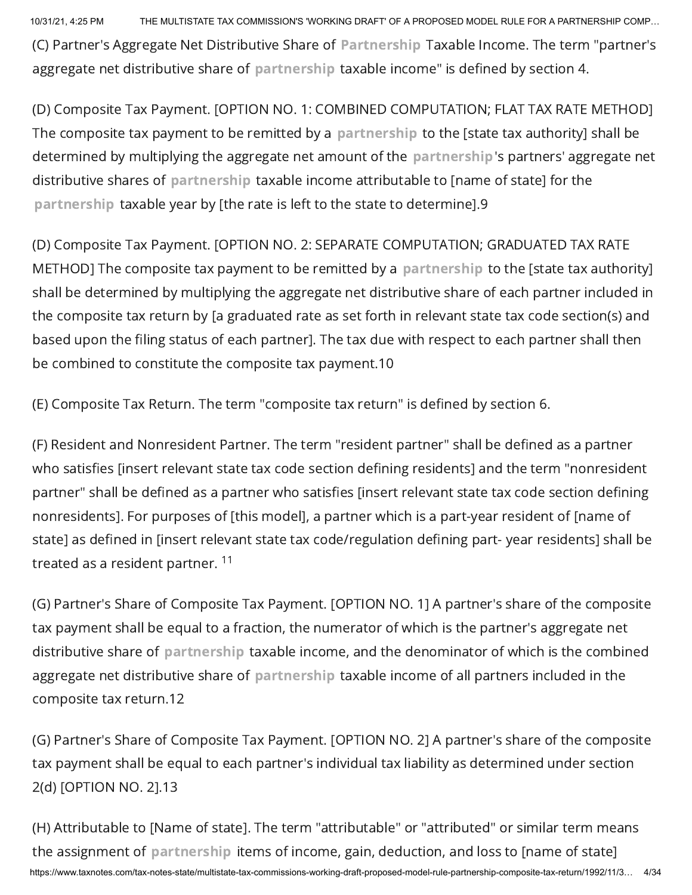(C) Partner's Aggregate Net Distributive Share of Partnership Taxable Income. The term "partner's aggregate net distributive share of partnership taxable income" is defined by section 4.

(D) Composite Tax Payment. [OPTION NO. 1: COMBINED COMPUTATION; FLAT TAX RATE METHOD] The composite tax payment to be remitted by a partnership to the [state tax authority] shall be determined by multiplying the aggregate net amount of the partnership's partners' aggregate net distributive shares of partnership taxable income attributable to [name of state] for the partnership taxable year by [the rate is left to the state to determine].9

(D) Composite Tax Payment. [OPTION NO. 2: SEPARATE COMPUTATION; GRADUATED TAX RATE METHOD] The composite tax payment to be remitted by a partnership to the [state tax authority] shall be determined by multiplying the aggregate net distributive share of each partner included in the composite tax return by [a graduated rate as set forth in relevant state tax code section(s) and based upon the filing status of each partner]. The tax due with respect to each partner shall then be combined to constitute the composite tax payment.10

(E) Composite Tax Return. The term "composite tax return" is defined by section 6.

(F) Resident and Nonresident Partner. The term "resident partner" shall be defined as a partner who satisfies [insert relevant state tax code section defining residents] and the term "nonresident partner" shall be defined as a partner who satisfies [insert relevant state tax code section defining nonresidents]. For purposes of [this model], a partner which is a part-year resident of [name of state] as defined in [insert relevant state tax code/regulation defining part- year residents] shall be treated as a resident partner. [11]

(G) Partner's Share of Composite Tax Payment. [OPTION NO. 1] A partner's share of the composite tax payment shall be equal to a fraction, the numerator of which is the partner's aggregate net distributive share of partnership taxable income, and the denominator of which is the combined aggregate net distributive share of partnership taxable income of all partners included in the composite tax return.12

(G) Partner's Share of Composite Tax Payment. [OPTION NO. 2] A partner's share of the composite tax payment shall be equal to each partner's individual tax liability as determined under section 2(d) [OPTION NO. 2].13

(H) Attributable to [Name of state]. The term "attributable" or "attributed" or similar term means the assignment of partnership items of income, gain, deduction, and loss to [name of state]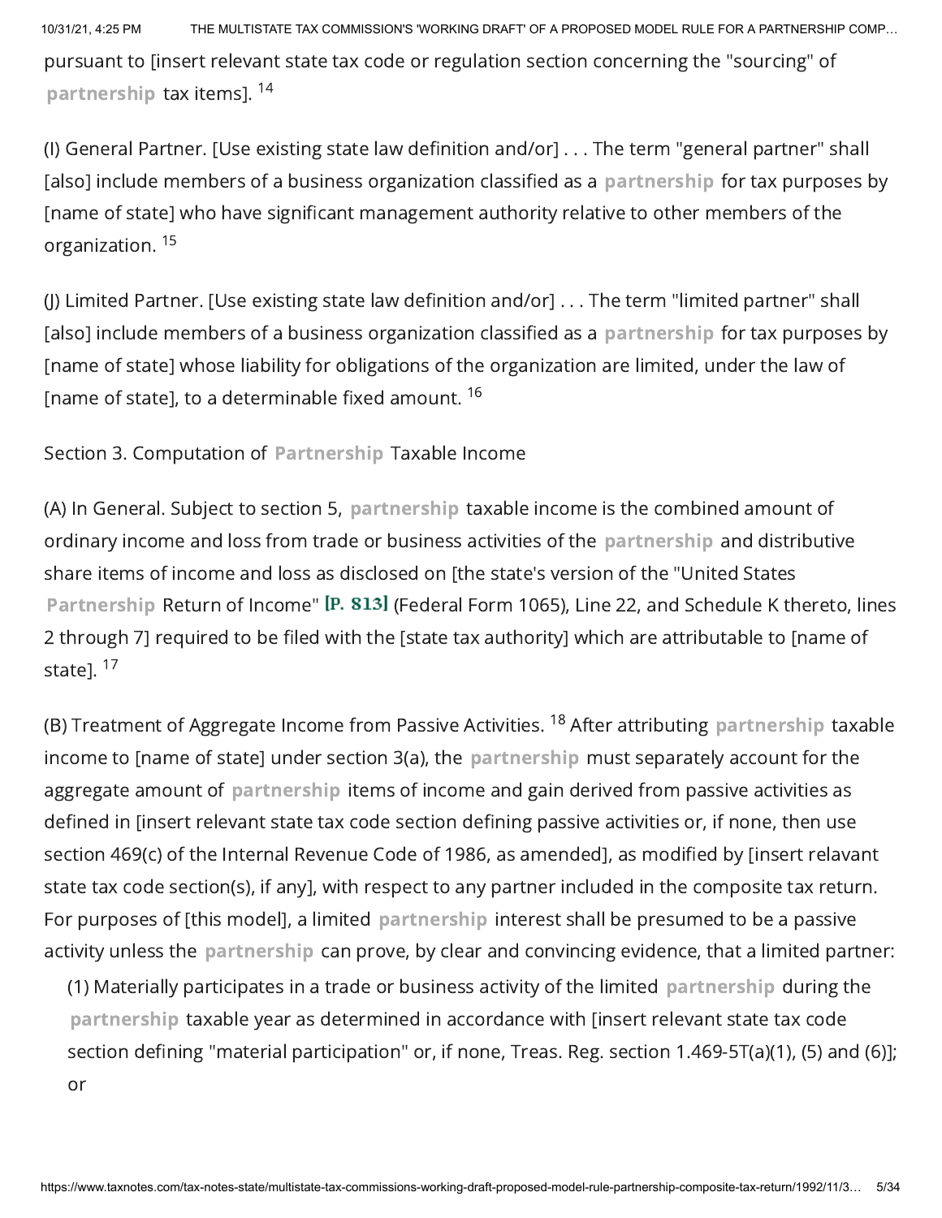pursuant to [insert relevant state tax code or regulation section concerning the "sourcing" of partnership tax items]. [14]

(I) General Partner. [Use existing state law definition and/or] . . . The term "general partner" shall [also] include members of a business organization classified as a partnership for tax purposes by [name of state] who have significant management authority relative to other members of the organization. [15]

(J) Limited Partner. [Use existing state law definition and/or] . . . The term "limited partner" shall [also] include members of a business organization classified as a partnership for tax purposes by [name of state] whose liability for obligations of the organization are limited, under the law of [name of state], to a determinable fixed amount. [16]

Section 3. Computation of Partnership Taxable Income

(A) In General. Subject to section 5, partnership taxable income is the combined amount of ordinary income and loss from trade or business activities of the partnership and distributive share items of income and loss as disclosed on [the state's version of the "United States Partnership Return of Income" **[P. 813]** (Federal Form 1065), Line 22, and Schedule K thereto, lines 2 through 7] required to be filed with the [state tax authority] which are attributable to [name of state]. [17]

(B) Treatment of Aggregate Income from Passive Activities. [18] After attributing partnership taxable income to [name of state] under section 3(a), the partnership must separately account for the aggregate amount of partnership items of income and gain derived from passive activities as defined in [insert relevant state tax code section defining passive activities or, if none, then use section 469(c) of the Internal Revenue Code of 1986, as amended], as modified by [insert relavant state tax code section(s), if any], with respect to any partner included in the composite tax return. For purposes of [this model], a limited partnership interest shall be presumed to be a passive activity unless the partnership can prove, by clear and convincing evidence, that a limited partner:

(1) Materially participates in a trade or business activity of the limited partnership during the partnership taxable year as determined in accordance with [insert relevant state tax code section defining "material participation" or, if none, Treas. Reg. section 1.469-5T(a)(1), (5) and (6)]; or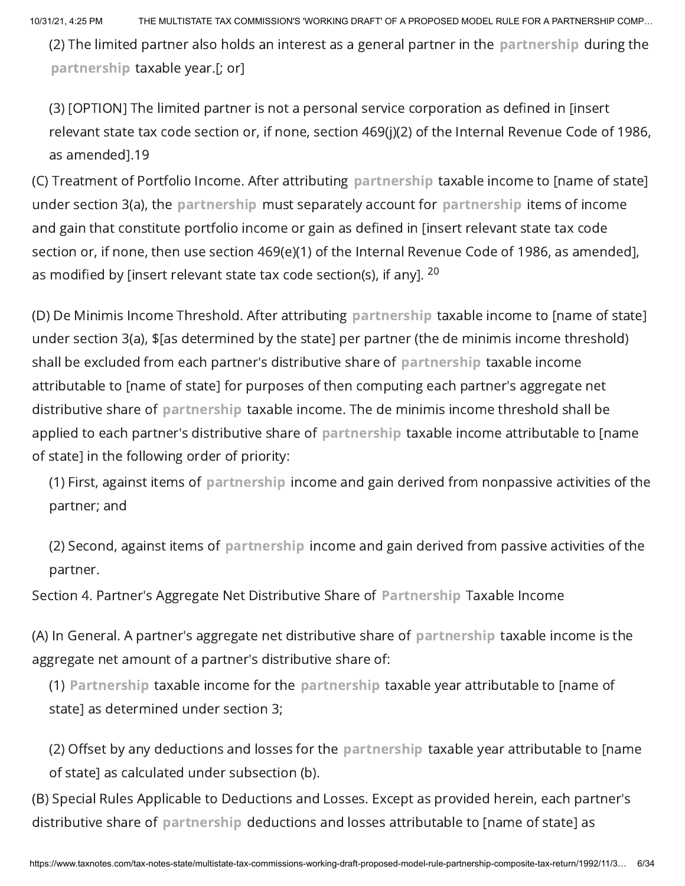(2) The limited partner also holds an interest as a general partner in the partnership during the partnership taxable year.[; or]

(3) [OPTION] The limited partner is not a personal service corporation as defined in [insert relevant state tax code section or, if none, section 469(j)(2) of the Internal Revenue Code of 1986, as amended].19

(C) Treatment of Portfolio Income. After attributing partnership taxable income to [name of state] under section 3(a), the partnership must separately account for partnership items of income and gain that constitute portfolio income or gain as defined in [insert relevant state tax code section or, if none, then use section 469(e)(1) of the Internal Revenue Code of 1986, as amended], as modified by [insert relevant state tax code section(s), if any]. [20]

(D) De Minimis Income Threshold. After attributing partnership taxable income to [name of state] under section 3(a), $[as determined by the state] per partner (the de minimis income threshold) shall be excluded from each partner's distributive share of partnership taxable income attributable to [name of state] for purposes of then computing each partner's aggregate net distributive share of partnership taxable income. The de minimis income threshold shall be applied to each partner's distributive share of partnership taxable income attributable to [name of state] in the following order of priority:

(1) First, against items of partnership income and gain derived from nonpassive activities of the partner; and

(2) Second, against items of partnership income and gain derived from passive activities of the partner.

Section 4. Partner's Aggregate Net Distributive Share of Partnership Taxable Income

(A) In General. A partner's aggregate net distributive share of partnership taxable income is the aggregate net amount of a partner's distributive share of:

(1) Partnership taxable income for the partnership taxable year attributable to [name of state] as determined under section 3;

(2) Offset by any deductions and losses for the partnership taxable year attributable to [name of state] as calculated under subsection (b).

(B) Special Rules Applicable to Deductions and Losses. Except as provided herein, each partner's distributive share of partnership deductions and losses attributable to [name of state] as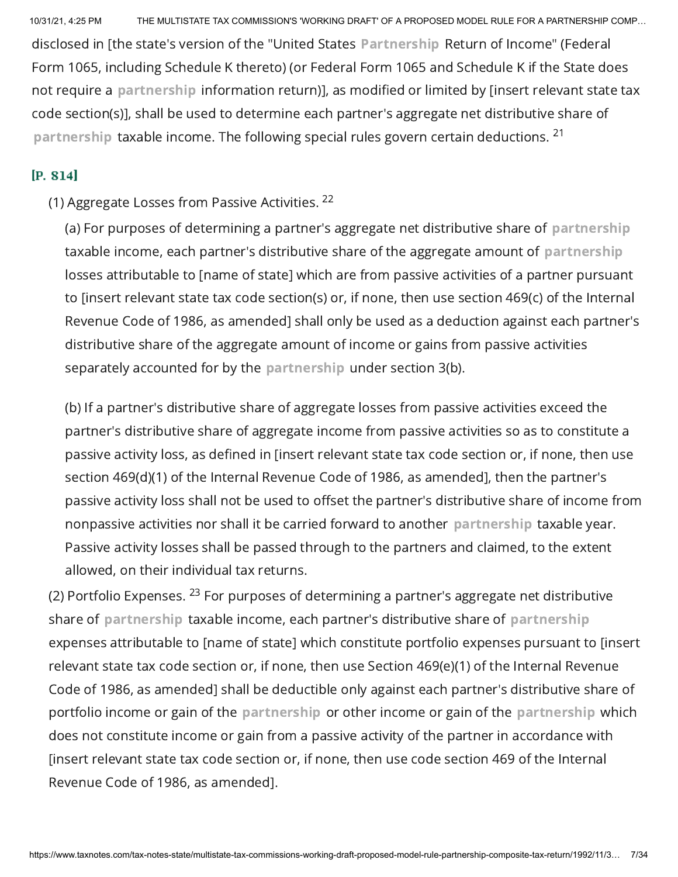disclosed in [the state's version of the "United States Partnership Return of Income" (Federal Form 1065, including Schedule K thereto) (or Federal Form 1065 and Schedule K if the State does not require a partnership information return)], as modified or limited by [insert relevant state tax code section(s)], shall be used to determine each partner's aggregate net distributive share of partnership taxable income. The following special rules govern certain deductions. [21]

**[P. 814]**

(1) Aggregate Losses from Passive Activities. [22]

(a) For purposes of determining a partner's aggregate net distributive share of partnership taxable income, each partner's distributive share of the aggregate amount of partnership losses attributable to [name of state] which are from passive activities of a partner pursuant to [insert relevant state tax code section(s) or, if none, then use section 469(c) of the Internal Revenue Code of 1986, as amended] shall only be used as a deduction against each partner's distributive share of the aggregate amount of income or gains from passive activities separately accounted for by the partnership under section 3(b).

(b) If a partner's distributive share of aggregate losses from passive activities exceed the partner's distributive share of aggregate income from passive activities so as to constitute a passive activity loss, as defined in [insert relevant state tax code section or, if none, then use section 469(d)(1) of the Internal Revenue Code of 1986, as amended], then the partner's passive activity loss shall not be used to offset the partner's distributive share of income from nonpassive activities nor shall it be carried forward to another partnership taxable year. Passive activity losses shall be passed through to the partners and claimed, to the extent allowed, on their individual tax returns.

(2) Portfolio Expenses. [23] For purposes of determining a partner's aggregate net distributive share of partnership taxable income, each partner's distributive share of partnership expenses attributable to [name of state] which constitute portfolio expenses pursuant to [insert relevant state tax code section or, if none, then use Section 469(e)(1) of the Internal Revenue Code of 1986, as amended] shall be deductible only against each partner's distributive share of portfolio income or gain of the partnership or other income or gain of the partnership which does not constitute income or gain from a passive activity of the partner in accordance with [insert relevant state tax code section or, if none, then use code section 469 of the Internal Revenue Code of 1986, as amended].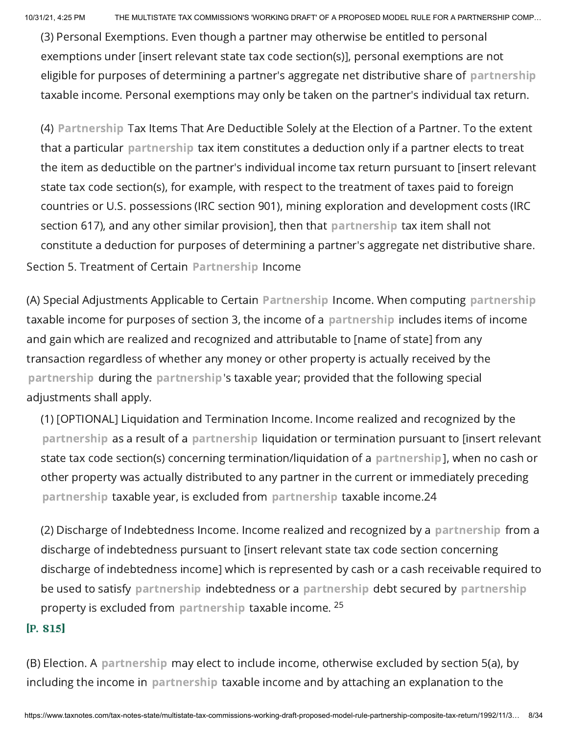(3) Personal Exemptions. Even though a partner may otherwise be entitled to personal exemptions under [insert relevant state tax code section(s)], personal exemptions are not eligible for purposes of determining a partner's aggregate net distributive share of partnership taxable income. Personal exemptions may only be taken on the partner's individual tax return.

(4) Partnership Tax Items That Are Deductible Solely at the Election of a Partner. To the extent that a particular partnership tax item constitutes a deduction only if a partner elects to treat the item as deductible on the partner's individual income tax return pursuant to [insert relevant state tax code section(s), for example, with respect to the treatment of taxes paid to foreign countries or U.S. possessions (IRC section 901), mining exploration and development costs (IRC section 617), and any other similar provision], then that partnership tax item shall not constitute a deduction for purposes of determining a partner's aggregate net distributive share.

Section 5. Treatment of Certain Partnership Income

(A) Special Adjustments Applicable to Certain Partnership Income. When computing partnership taxable income for purposes of section 3, the income of a partnership includes items of income and gain which are realized and recognized and attributable to [name of state] from any transaction regardless of whether any money or other property is actually received by the partnership during the partnership's taxable year; provided that the following special adjustments shall apply.

(1) [OPTIONAL] Liquidation and Termination Income. Income realized and recognized by the partnership as a result of a partnership liquidation or termination pursuant to [insert relevant state tax code section(s) concerning termination/liquidation of a partnership], when no cash or other property was actually distributed to any partner in the current or immediately preceding partnership taxable year, is excluded from partnership taxable income.[24]

(2) Discharge of Indebtedness Income. Income realized and recognized by a partnership from a discharge of indebtedness pursuant to [insert relevant state tax code section concerning discharge of indebtedness income] which is represented by cash or a cash receivable required to be used to satisfy partnership indebtedness or a partnership debt secured by partnership property is excluded from partnership taxable income.[25]

**[P. 815]**

(B) Election. A partnership may elect to include income, otherwise excluded by section 5(a), by including the income in partnership taxable income and by attaching an explanation to the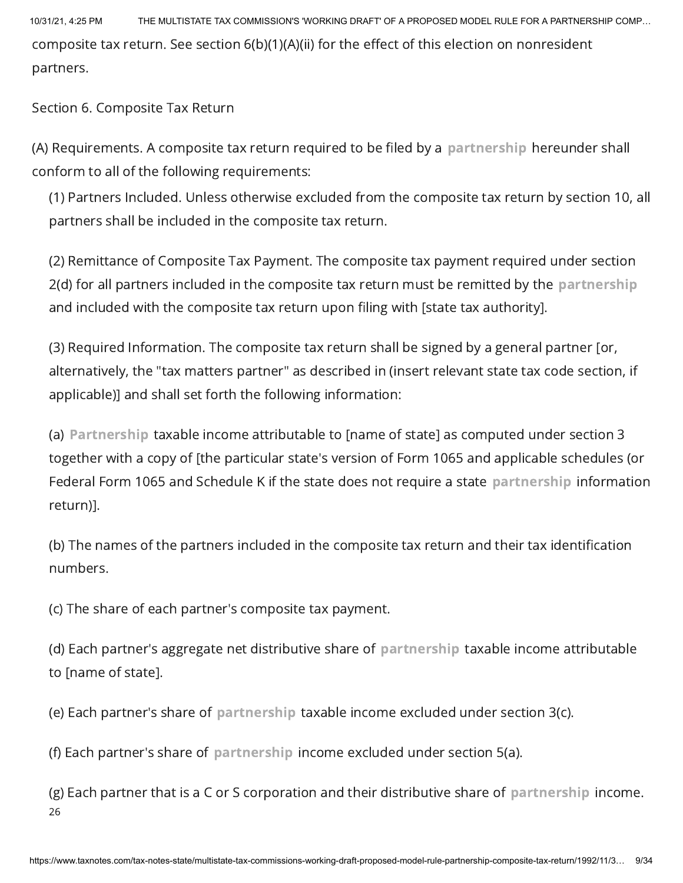composite tax return. See section 6(b)(1)(A)(ii) for the effect of this election on nonresident partners.

Section 6. Composite Tax Return

(A) Requirements. A composite tax return required to be filed by a partnership hereunder shall conform to all of the following requirements:

(1) Partners Included. Unless otherwise excluded from the composite tax return by section 10, all partners shall be included in the composite tax return.

(2) Remittance of Composite Tax Payment. The composite tax payment required under section 2(d) for all partners included in the composite tax return must be remitted by the partnership and included with the composite tax return upon filing with [state tax authority].

(3) Required Information. The composite tax return shall be signed by a general partner [or, alternatively, the "tax matters partner" as described in (insert relevant state tax code section, if applicable)] and shall set forth the following information:

(a) Partnership taxable income attributable to [name of state] as computed under section 3 together with a copy of [the particular state's version of Form 1065 and applicable schedules (or Federal Form 1065 and Schedule K if the state does not require a state partnership information return)].

(b) The names of the partners included in the composite tax return and their tax identification numbers.

(c) The share of each partner's composite tax payment.

(d) Each partner's aggregate net distributive share of partnership taxable income attributable to [name of state].

(e) Each partner's share of partnership taxable income excluded under section 3(c).

(f) Each partner's share of partnership income excluded under section 5(a).

(g) Each partner that is a C or S corporation and their distributive share of partnership income. 26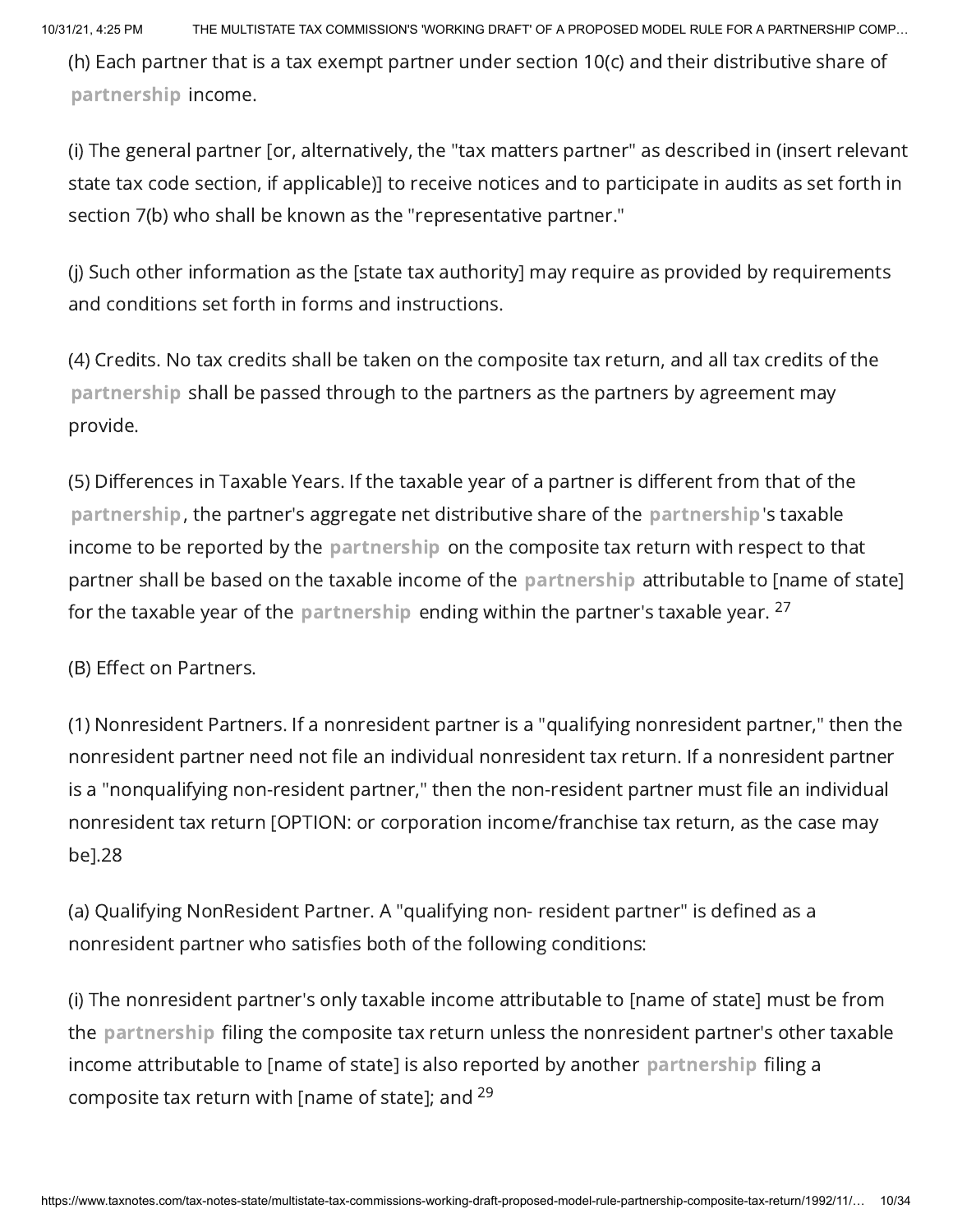(h) Each partner that is a tax exempt partner under section 10(c) and their distributive share of partnership income.

(i) The general partner [or, alternatively, the "tax matters partner" as described in (insert relevant state tax code section, if applicable)] to receive notices and to participate in audits as set forth in section 7(b) who shall be known as the "representative partner."

(j) Such other information as the [state tax authority] may require as provided by requirements and conditions set forth in forms and instructions.

(4) Credits. No tax credits shall be taken on the composite tax return, and all tax credits of the partnership shall be passed through to the partners as the partners by agreement may provide.

(5) Differences in Taxable Years. If the taxable year of a partner is different from that of the partnership, the partner's aggregate net distributive share of the partnership's taxable income to be reported by the partnership on the composite tax return with respect to that partner shall be based on the taxable income of the partnership attributable to [name of state] for the taxable year of the partnership ending within the partner's taxable year. [27]

(B) Effect on Partners.

(1) Nonresident Partners. If a nonresident partner is a "qualifying nonresident partner," then the nonresident partner need not file an individual nonresident tax return. If a nonresident partner is a "nonqualifying non-resident partner," then the non-resident partner must file an individual nonresident tax return [OPTION: or corporation income/franchise tax return, as the case may be].28

(a) Qualifying NonResident Partner. A "qualifying non- resident partner" is defined as a nonresident partner who satisfies both of the following conditions:

(i) The nonresident partner's only taxable income attributable to [name of state] must be from the partnership filing the composite tax return unless the nonresident partner's other taxable income attributable to [name of state] is also reported by another partnership filing a composite tax return with [name of state]; and [29]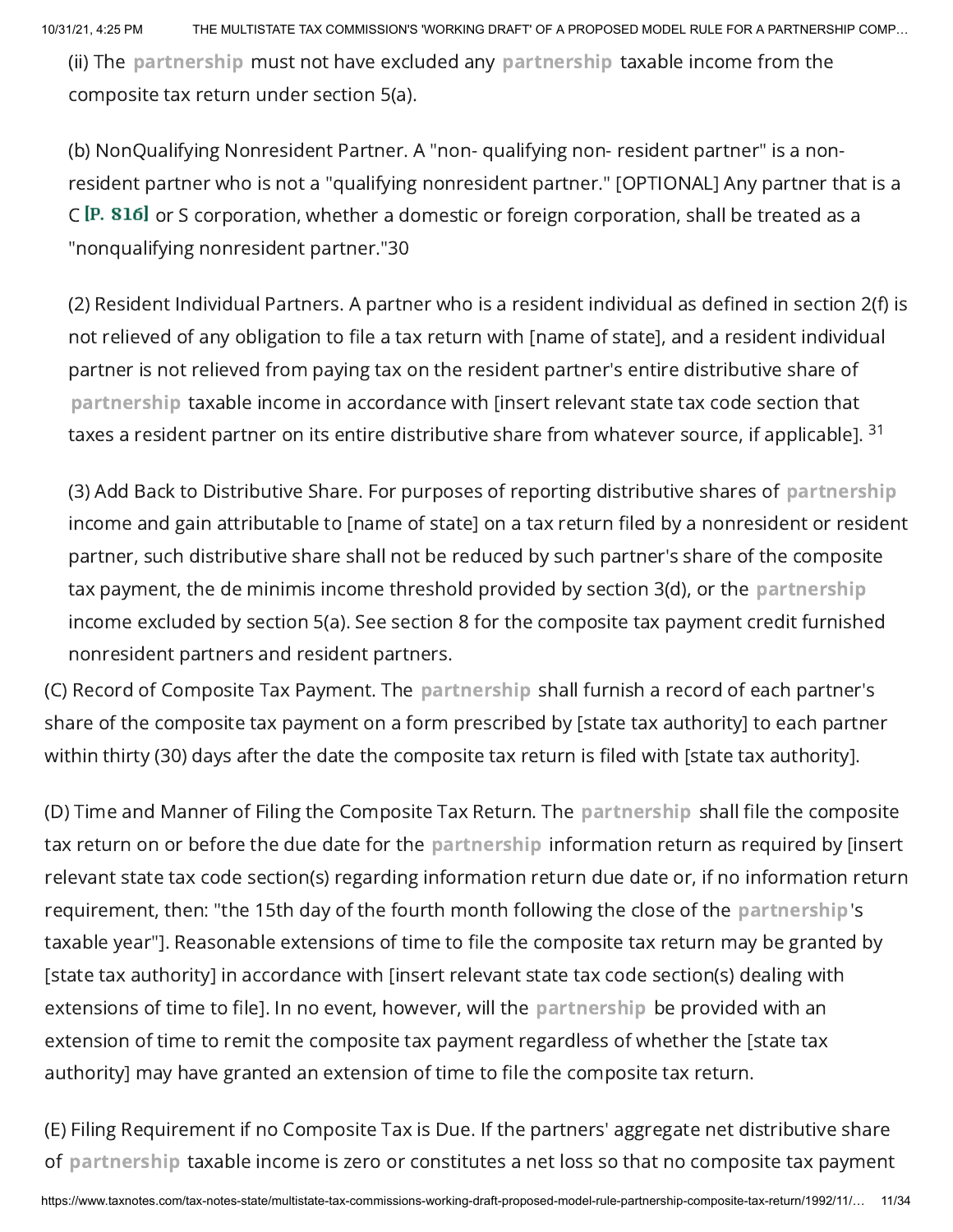(ii) The partnership must not have excluded any partnership taxable income from the composite tax return under section 5(a).

(b) NonQualifying Nonresident Partner. A "non- qualifying non- resident partner" is a non-resident partner who is not a "qualifying nonresident partner." [OPTIONAL] Any partner that is a C [P. 816] or S corporation, whether a domestic or foreign corporation, shall be treated as a "nonqualifying nonresident partner."30

(2) Resident Individual Partners. A partner who is a resident individual as defined in section 2(f) is not relieved of any obligation to file a tax return with [name of state], and a resident individual partner is not relieved from paying tax on the resident partner's entire distributive share of partnership taxable income in accordance with [insert relevant state tax code section that taxes a resident partner on its entire distributive share from whatever source, if applicable]. [31]

(3) Add Back to Distributive Share. For purposes of reporting distributive shares of partnership income and gain attributable to [name of state] on a tax return filed by a nonresident or resident partner, such distributive share shall not be reduced by such partner's share of the composite tax payment, the de minimis income threshold provided by section 3(d), or the partnership income excluded by section 5(a). See section 8 for the composite tax payment credit furnished nonresident partners and resident partners.

(C) Record of Composite Tax Payment. The partnership shall furnish a record of each partner's share of the composite tax payment on a form prescribed by [state tax authority] to each partner within thirty (30) days after the date the composite tax return is filed with [state tax authority].

(D) Time and Manner of Filing the Composite Tax Return. The partnership shall file the composite tax return on or before the due date for the partnership information return as required by [insert relevant state tax code section(s) regarding information return due date or, if no information return requirement, then: "the 15th day of the fourth month following the close of the partnership's taxable year"]. Reasonable extensions of time to file the composite tax return may be granted by [state tax authority] in accordance with [insert relevant state tax code section(s) dealing with extensions of time to file]. In no event, however, will the partnership be provided with an extension of time to remit the composite tax payment regardless of whether the [state tax authority] may have granted an extension of time to file the composite tax return.

(E) Filing Requirement if no Composite Tax is Due. If the partners' aggregate net distributive share of partnership taxable income is zero or constitutes a net loss so that no composite tax payment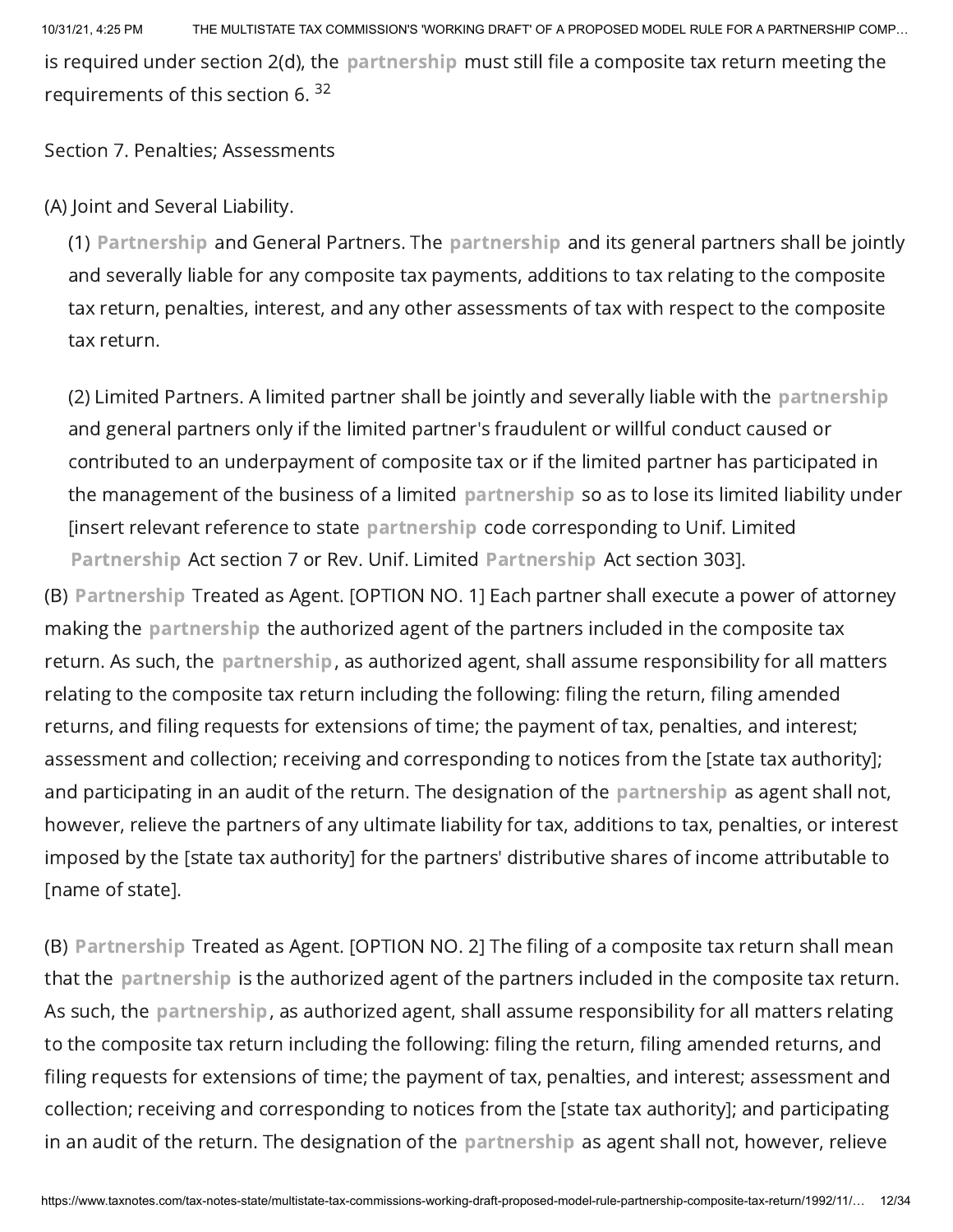is required under section 2(d), the partnership must still file a composite tax return meeting the requirements of this section 6. [32]

Section 7. Penalties; Assessments

(A) Joint and Several Liability.

(1) Partnership and General Partners. The partnership and its general partners shall be jointly and severally liable for any composite tax payments, additions to tax relating to the composite tax return, penalties, interest, and any other assessments of tax with respect to the composite tax return.

(2) Limited Partners. A limited partner shall be jointly and severally liable with the partnership and general partners only if the limited partner's fraudulent or willful conduct caused or contributed to an underpayment of composite tax or if the limited partner has participated in the management of the business of a limited partnership so as to lose its limited liability under [insert relevant reference to state partnership code corresponding to Unif. Limited Partnership Act section 7 or Rev. Unif. Limited Partnership Act section 303].

(B) Partnership Treated as Agent. [OPTION NO. 1] Each partner shall execute a power of attorney making the partnership the authorized agent of the partners included in the composite tax return. As such, the partnership, as authorized agent, shall assume responsibility for all matters relating to the composite tax return including the following: filing the return, filing amended returns, and filing requests for extensions of time; the payment of tax, penalties, and interest; assessment and collection; receiving and corresponding to notices from the [state tax authority]; and participating in an audit of the return. The designation of the partnership as agent shall not, however, relieve the partners of any ultimate liability for tax, additions to tax, penalties, or interest imposed by the [state tax authority] for the partners' distributive shares of income attributable to [name of state].

(B) Partnership Treated as Agent. [OPTION NO. 2] The filing of a composite tax return shall mean that the partnership is the authorized agent of the partners included in the composite tax return. As such, the partnership, as authorized agent, shall assume responsibility for all matters relating to the composite tax return including the following: filing the return, filing amended returns, and filing requests for extensions of time; the payment of tax, penalties, and interest; assessment and collection; receiving and corresponding to notices from the [state tax authority]; and participating in an audit of the return. The designation of the partnership as agent shall not, however, relieve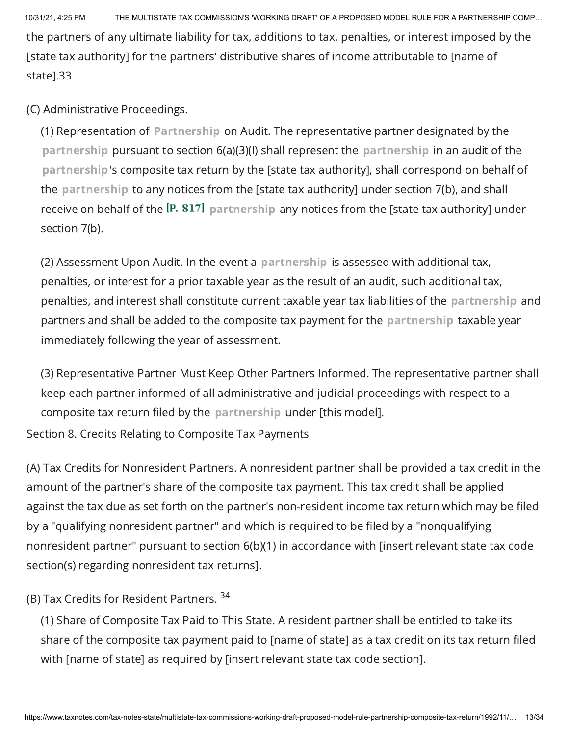the partners of any ultimate liability for tax, additions to tax, penalties, or interest imposed by the [state tax authority] for the partners' distributive shares of income attributable to [name of state].33

(C) Administrative Proceedings.

(1) Representation of Partnership on Audit. The representative partner designated by the partnership pursuant to section 6(a)(3)(I) shall represent the partnership in an audit of the partnership's composite tax return by the [state tax authority], shall correspond on behalf of the partnership to any notices from the [state tax authority] under section 7(b), and shall receive on behalf of the [P. 817] partnership any notices from the [state tax authority] under section 7(b).

(2) Assessment Upon Audit. In the event a partnership is assessed with additional tax, penalties, or interest for a prior taxable year as the result of an audit, such additional tax, penalties, and interest shall constitute current taxable year tax liabilities of the partnership and partners and shall be added to the composite tax payment for the partnership taxable year immediately following the year of assessment.

(3) Representative Partner Must Keep Other Partners Informed. The representative partner shall keep each partner informed of all administrative and judicial proceedings with respect to a composite tax return filed by the partnership under [this model].

Section 8. Credits Relating to Composite Tax Payments

(A) Tax Credits for Nonresident Partners. A nonresident partner shall be provided a tax credit in the amount of the partner's share of the composite tax payment. This tax credit shall be applied against the tax due as set forth on the partner's non-resident income tax return which may be filed by a "qualifying nonresident partner" and which is required to be filed by a "nonqualifying nonresident partner" pursuant to section 6(b)(1) in accordance with [insert relevant state tax code section(s) regarding nonresident tax returns].

(B) Tax Credits for Resident Partners. [34]

(1) Share of Composite Tax Paid to This State. A resident partner shall be entitled to take its share of the composite tax payment paid to [name of state] as a tax credit on its tax return filed with [name of state] as required by [insert relevant state tax code section].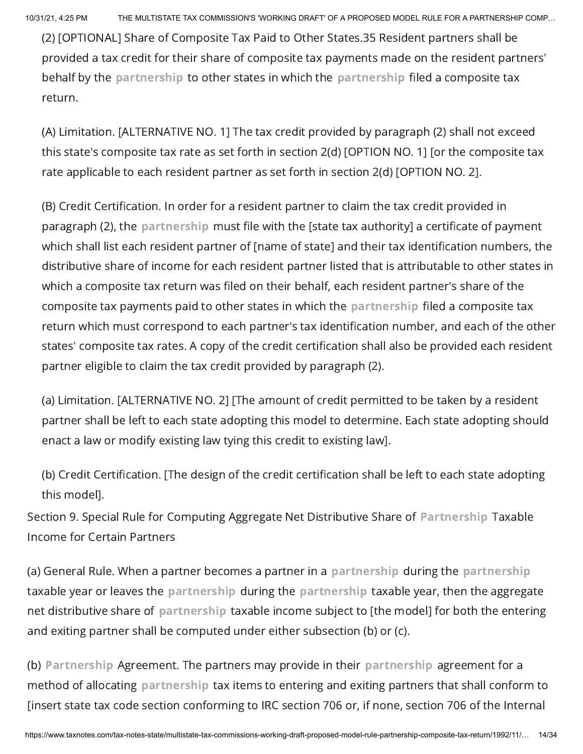(2) [OPTIONAL] Share of Composite Tax Paid to Other States.35 Resident partners shall be provided a tax credit for their share of composite tax payments made on the resident partners' behalf by the partnership to other states in which the partnership filed a composite tax return.

(A) Limitation. [ALTERNATIVE NO. 1] The tax credit provided by paragraph (2) shall not exceed this state's composite tax rate as set forth in section 2(d) [OPTION NO. 1] [or the composite tax rate applicable to each resident partner as set forth in section 2(d) [OPTION NO. 2].

(B) Credit Certification. In order for a resident partner to claim the tax credit provided in paragraph (2), the partnership must file with the [state tax authority] a certificate of payment which shall list each resident partner of [name of state] and their tax identification numbers, the distributive share of income for each resident partner listed that is attributable to other states in which a composite tax return was filed on their behalf, each resident partner's share of the composite tax payments paid to other states in which the partnership filed a composite tax return which must correspond to each partner's tax identification number, and each of the other states' composite tax rates. A copy of the credit certification shall also be provided each resident partner eligible to claim the tax credit provided by paragraph (2).

(a) Limitation. [ALTERNATIVE NO. 2] [The amount of credit permitted to be taken by a resident partner shall be left to each state adopting this model to determine. Each state adopting should enact a law or modify existing law tying this credit to existing law].

(b) Credit Certification. [The design of the credit certification shall be left to each state adopting this model].

Section 9. Special Rule for Computing Aggregate Net Distributive Share of Partnership Taxable Income for Certain Partners

(a) General Rule. When a partner becomes a partner in a partnership during the partnership taxable year or leaves the partnership during the partnership taxable year, then the aggregate net distributive share of partnership taxable income subject to [the model] for both the entering and exiting partner shall be computed under either subsection (b) or (c).

(b) Partnership Agreement. The partners may provide in their partnership agreement for a method of allocating partnership tax items to entering and exiting partners that shall conform to [insert state tax code section conforming to IRC section 706 or, if none, section 706 of the Internal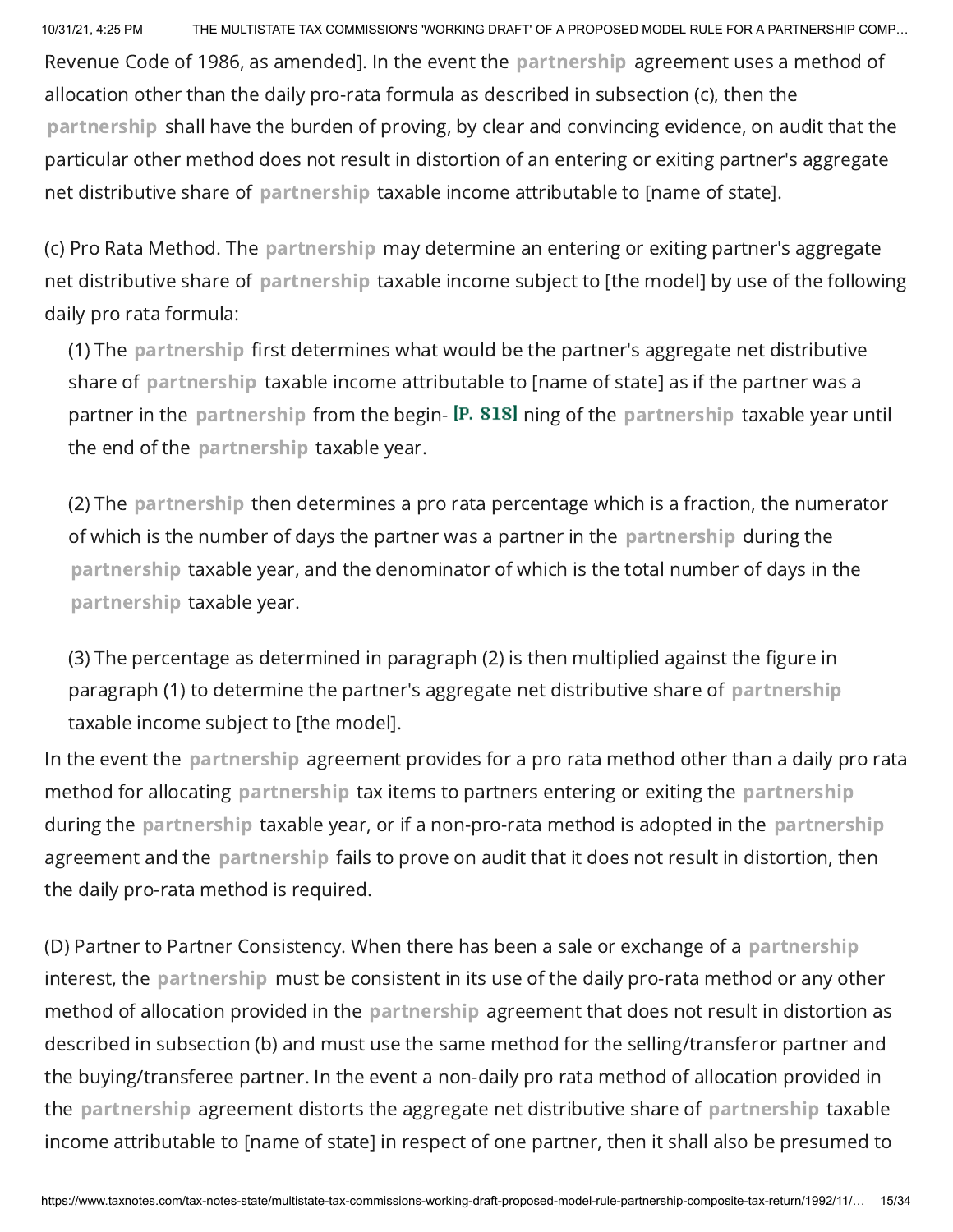Revenue Code of 1986, as amended]. In the event the partnership agreement uses a method of allocation other than the daily pro-rata formula as described in subsection (c), then the partnership shall have the burden of proving, by clear and convincing evidence, on audit that the particular other method does not result in distortion of an entering or exiting partner's aggregate net distributive share of partnership taxable income attributable to [name of state].

(c) Pro Rata Method. The partnership may determine an entering or exiting partner's aggregate net distributive share of partnership taxable income subject to [the model] by use of the following daily pro rata formula:

(1) The partnership first determines what would be the partner's aggregate net distributive share of partnership taxable income attributable to [name of state] as if the partner was a partner in the partnership from the begin- **[P. 818]** ning of the partnership taxable year until the end of the partnership taxable year.

(2) The partnership then determines a pro rata percentage which is a fraction, the numerator of which is the number of days the partner was a partner in the partnership during the partnership taxable year, and the denominator of which is the total number of days in the partnership taxable year.

(3) The percentage as determined in paragraph (2) is then multiplied against the figure in paragraph (1) to determine the partner's aggregate net distributive share of partnership taxable income subject to [the model].

In the event the partnership agreement provides for a pro rata method other than a daily pro rata method for allocating partnership tax items to partners entering or exiting the partnership during the partnership taxable year, or if a non-pro-rata method is adopted in the partnership agreement and the partnership fails to prove on audit that it does not result in distortion, then the daily pro-rata method is required.

(D) Partner to Partner Consistency. When there has been a sale or exchange of a partnership interest, the partnership must be consistent in its use of the daily pro-rata method or any other method of allocation provided in the partnership agreement that does not result in distortion as described in subsection (b) and must use the same method for the selling/transferor partner and the buying/transferee partner. In the event a non-daily pro rata method of allocation provided in the partnership agreement distorts the aggregate net distributive share of partnership taxable income attributable to [name of state] in respect of one partner, then it shall also be presumed to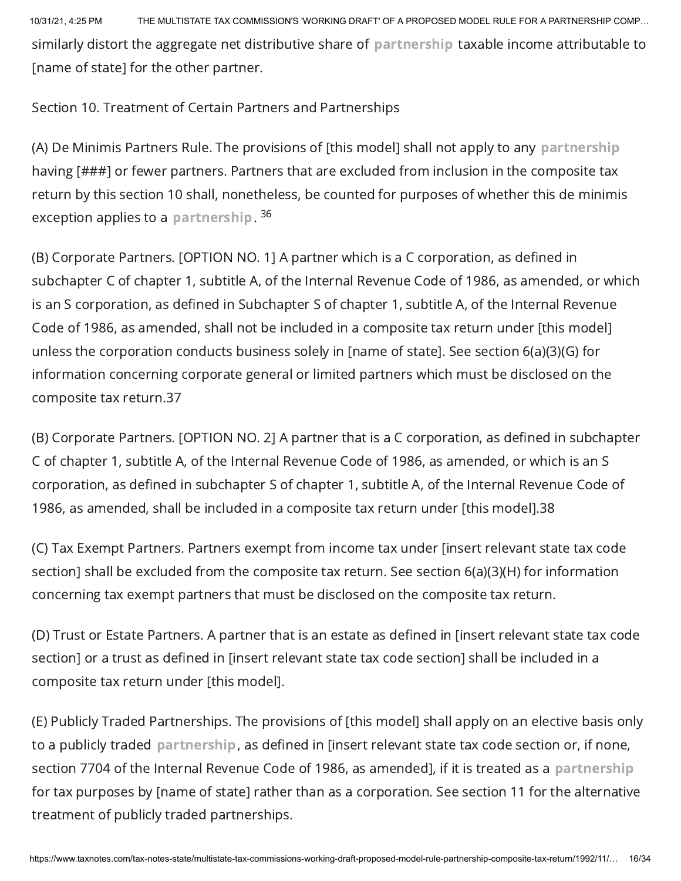similarly distort the aggregate net distributive share of partnership taxable income attributable to [name of state] for the other partner.

Section 10. Treatment of Certain Partners and Partnerships

(A) De Minimis Partners Rule. The provisions of [this model] shall not apply to any partnership having [###] or fewer partners. Partners that are excluded from inclusion in the composite tax return by this section 10 shall, nonetheless, be counted for purposes of whether this de minimis exception applies to a partnership. [36]

(B) Corporate Partners. [OPTION NO. 1] A partner which is a C corporation, as defined in subchapter C of chapter 1, subtitle A, of the Internal Revenue Code of 1986, as amended, or which is an S corporation, as defined in Subchapter S of chapter 1, subtitle A, of the Internal Revenue Code of 1986, as amended, shall not be included in a composite tax return under [this model] unless the corporation conducts business solely in [name of state]. See section 6(a)(3)(G) for information concerning corporate general or limited partners which must be disclosed on the composite tax return.37

(B) Corporate Partners. [OPTION NO. 2] A partner that is a C corporation, as defined in subchapter C of chapter 1, subtitle A, of the Internal Revenue Code of 1986, as amended, or which is an S corporation, as defined in subchapter S of chapter 1, subtitle A, of the Internal Revenue Code of 1986, as amended, shall be included in a composite tax return under [this model].38

(C) Tax Exempt Partners. Partners exempt from income tax under [insert relevant state tax code section] shall be excluded from the composite tax return. See section 6(a)(3)(H) for information concerning tax exempt partners that must be disclosed on the composite tax return.

(D) Trust or Estate Partners. A partner that is an estate as defined in [insert relevant state tax code section] or a trust as defined in [insert relevant state tax code section] shall be included in a composite tax return under [this model].

(E) Publicly Traded Partnerships. The provisions of [this model] shall apply on an elective basis only to a publicly traded partnership, as defined in [insert relevant state tax code section or, if none, section 7704 of the Internal Revenue Code of 1986, as amended], if it is treated as a partnership for tax purposes by [name of state] rather than as a corporation. See section 11 for the alternative treatment of publicly traded partnerships.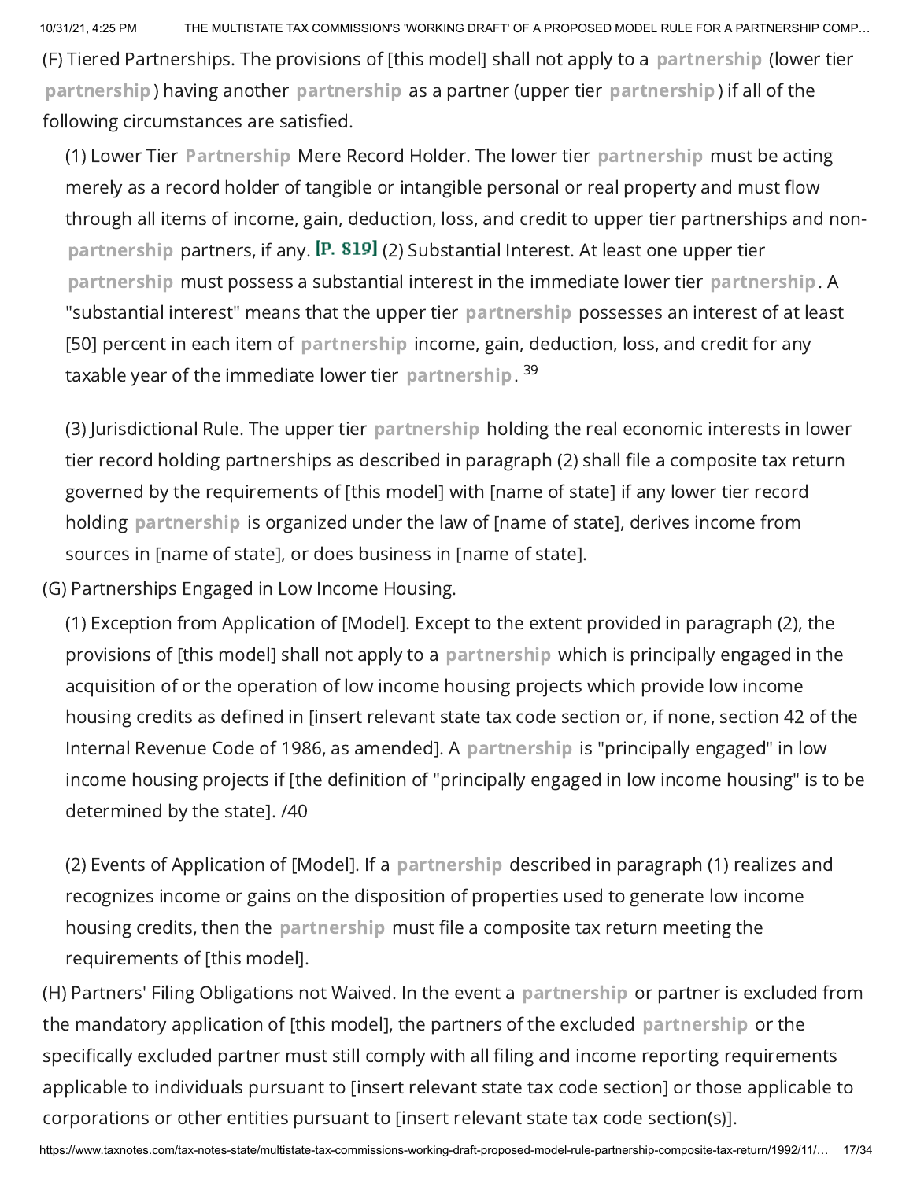(F) Tiered Partnerships. The provisions of [this model] shall not apply to a partnership (lower tier partnership) having another partnership as a partner (upper tier partnership) if all of the following circumstances are satisfied.

(1) Lower Tier Partnership Mere Record Holder. The lower tier partnership must be acting merely as a record holder of tangible or intangible personal or real property and must flow through all items of income, gain, deduction, loss, and credit to upper tier partnerships and non-partnership partners, if any. **[P. 819]** (2) Substantial Interest. At least one upper tier partnership must possess a substantial interest in the immediate lower tier partnership. A "substantial interest" means that the upper tier partnership possesses an interest of at least [50] percent in each item of partnership income, gain, deduction, loss, and credit for any taxable year of the immediate lower tier partnership. [39]

(3) Jurisdictional Rule. The upper tier partnership holding the real economic interests in lower tier record holding partnerships as described in paragraph (2) shall file a composite tax return governed by the requirements of [this model] with [name of state] if any lower tier record holding partnership is organized under the law of [name of state], derives income from sources in [name of state], or does business in [name of state].

(G) Partnerships Engaged in Low Income Housing.

(1) Exception from Application of [Model]. Except to the extent provided in paragraph (2), the provisions of [this model] shall not apply to a partnership which is principally engaged in the acquisition of or the operation of low income housing projects which provide low income housing credits as defined in [insert relevant state tax code section or, if none, section 42 of the Internal Revenue Code of 1986, as amended]. A partnership is "principally engaged" in low income housing projects if [the definition of "principally engaged in low income housing" is to be determined by the state]. /40

(2) Events of Application of [Model]. If a partnership described in paragraph (1) realizes and recognizes income or gains on the disposition of properties used to generate low income housing credits, then the partnership must file a composite tax return meeting the requirements of [this model].

(H) Partners' Filing Obligations not Waived. In the event a partnership or partner is excluded from the mandatory application of [this model], the partners of the excluded partnership or the specifically excluded partner must still comply with all filing and income reporting requirements applicable to individuals pursuant to [insert relevant state tax code section] or those applicable to corporations or other entities pursuant to [insert relevant state tax code section(s)].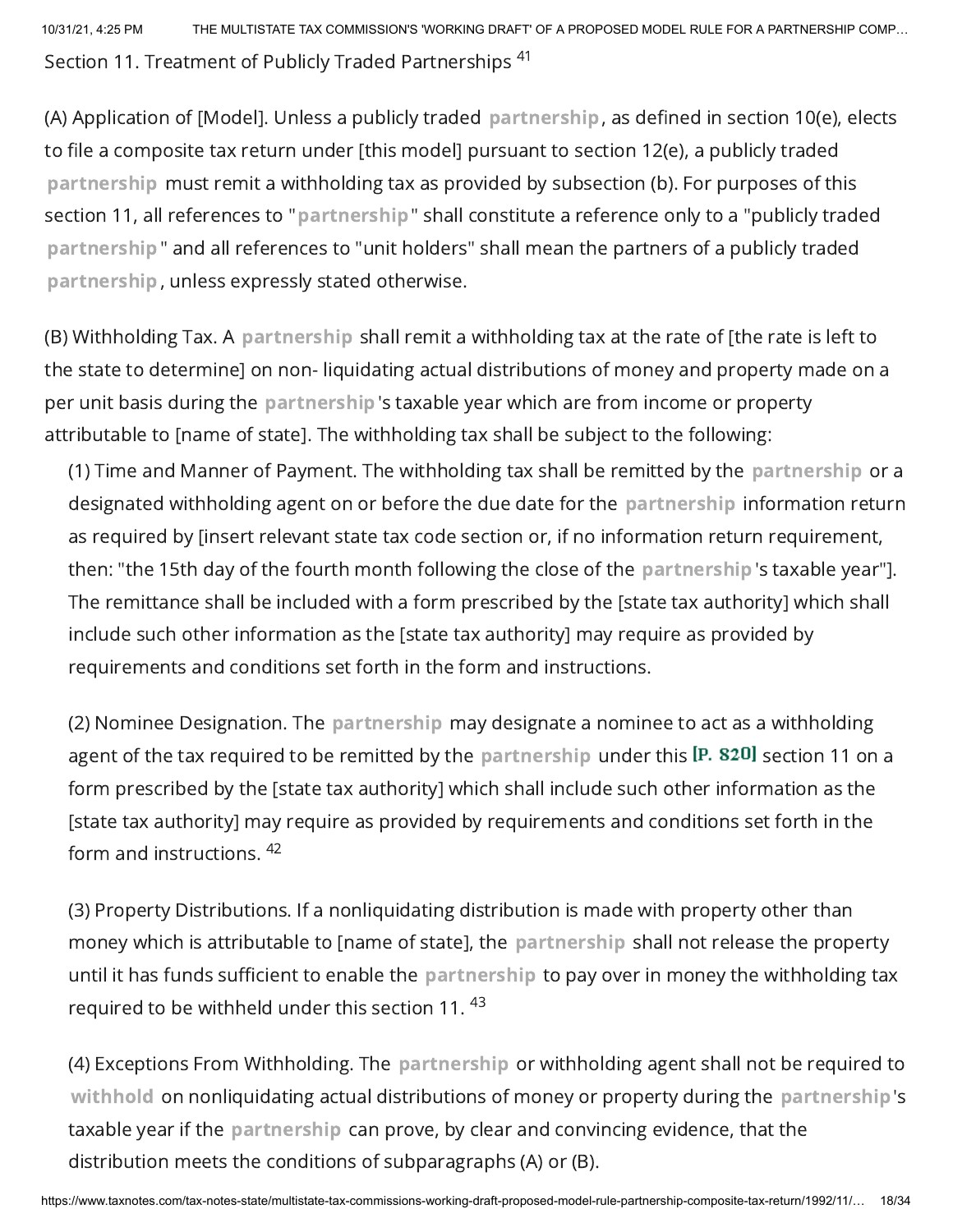Section 11. Treatment of Publicly Traded Partnerships [41]

(A) Application of [Model]. Unless a publicly traded partnership, as defined in section 10(e), elects to file a composite tax return under [this model] pursuant to section 12(e), a publicly traded partnership must remit a withholding tax as provided by subsection (b). For purposes of this section 11, all references to "partnership" shall constitute a reference only to a "publicly traded partnership" and all references to "unit holders" shall mean the partners of a publicly traded partnership, unless expressly stated otherwise.

(B) Withholding Tax. A partnership shall remit a withholding tax at the rate of [the rate is left to the state to determine] on non- liquidating actual distributions of money and property made on a per unit basis during the partnership's taxable year which are from income or property attributable to [name of state]. The withholding tax shall be subject to the following:

(1) Time and Manner of Payment. The withholding tax shall be remitted by the partnership or a designated withholding agent on or before the due date for the partnership information return as required by [insert relevant state tax code section or, if no information return requirement, then: "the 15th day of the fourth month following the close of the partnership's taxable year"]. The remittance shall be included with a form prescribed by the [state tax authority] which shall include such other information as the [state tax authority] may require as provided by requirements and conditions set forth in the form and instructions.

(2) Nominee Designation. The partnership may designate a nominee to act as a withholding agent of the tax required to be remitted by the partnership under this [P. 820] section 11 on a form prescribed by the [state tax authority] which shall include such other information as the [state tax authority] may require as provided by requirements and conditions set forth in the form and instructions. [42]

(3) Property Distributions. If a nonliquidating distribution is made with property other than money which is attributable to [name of state], the partnership shall not release the property until it has funds sufficient to enable the partnership to pay over in money the withholding tax required to be withheld under this section 11. [43]

(4) Exceptions From Withholding. The partnership or withholding agent shall not be required to withhold on nonliquidating actual distributions of money or property during the partnership's taxable year if the partnership can prove, by clear and convincing evidence, that the distribution meets the conditions of subparagraphs (A) or (B).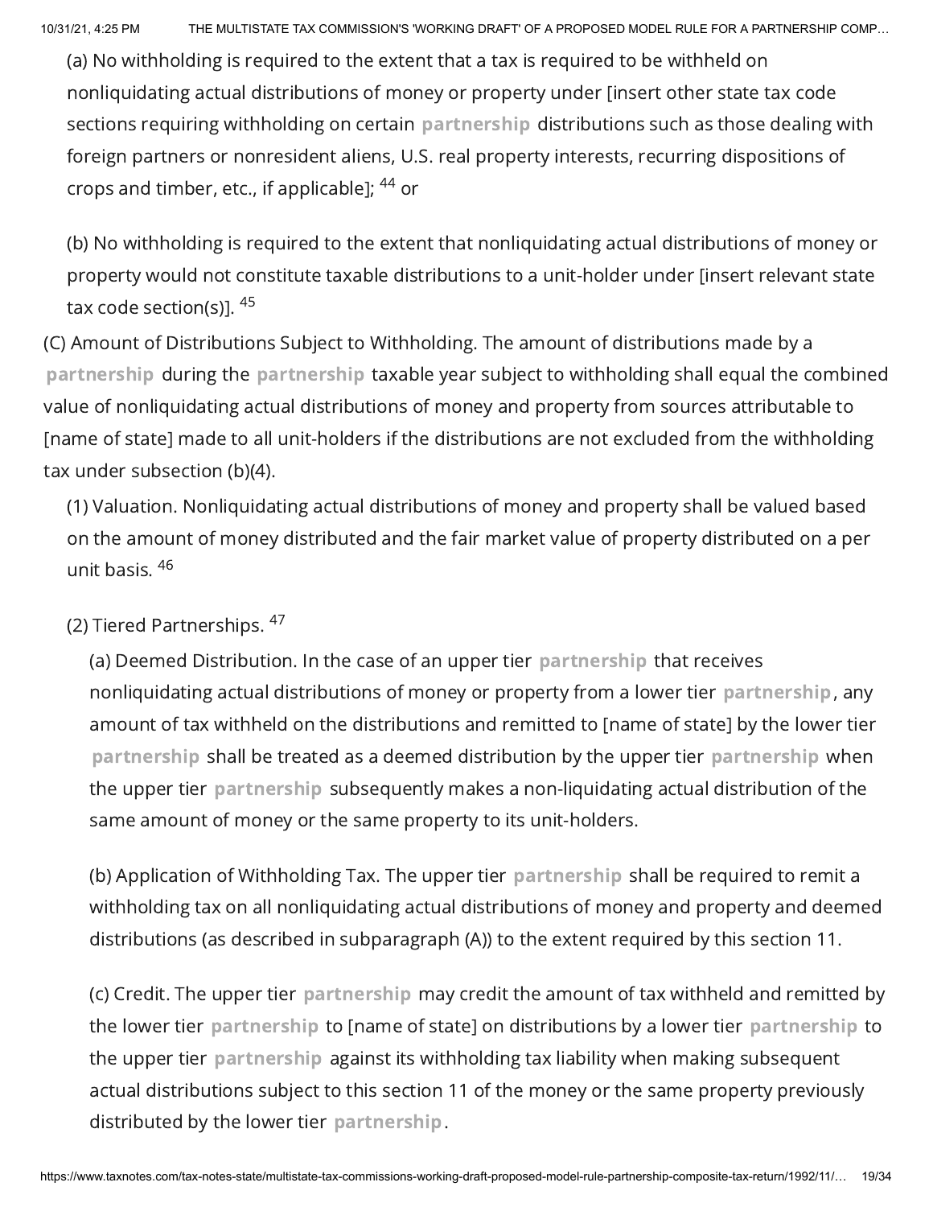(a) No withholding is required to the extent that a tax is required to be withheld on nonliquidating actual distributions of money or property under [insert other state tax code sections requiring withholding on certain partnership distributions such as those dealing with foreign partners or nonresident aliens, U.S. real property interests, recurring dispositions of crops and timber, etc., if applicable]; [44] or

(b) No withholding is required to the extent that nonliquidating actual distributions of money or property would not constitute taxable distributions to a unit-holder under [insert relevant state tax code section(s)]. [45]

(C) Amount of Distributions Subject to Withholding. The amount of distributions made by a partnership during the partnership taxable year subject to withholding shall equal the combined value of nonliquidating actual distributions of money and property from sources attributable to [name of state] made to all unit-holders if the distributions are not excluded from the withholding tax under subsection (b)(4).

(1) Valuation. Nonliquidating actual distributions of money and property shall be valued based on the amount of money distributed and the fair market value of property distributed on a per unit basis. [46]

(2) Tiered Partnerships. [47]

(a) Deemed Distribution. In the case of an upper tier partnership that receives nonliquidating actual distributions of money or property from a lower tier partnership, any amount of tax withheld on the distributions and remitted to [name of state] by the lower tier partnership shall be treated as a deemed distribution by the upper tier partnership when the upper tier partnership subsequently makes a non-liquidating actual distribution of the same amount of money or the same property to its unit-holders.

(b) Application of Withholding Tax. The upper tier partnership shall be required to remit a withholding tax on all nonliquidating actual distributions of money and property and deemed distributions (as described in subparagraph (A)) to the extent required by this section 11.

(c) Credit. The upper tier partnership may credit the amount of tax withheld and remitted by the lower tier partnership to [name of state] on distributions by a lower tier partnership to the upper tier partnership against its withholding tax liability when making subsequent actual distributions subject to this section 11 of the money or the same property previously distributed by the lower tier partnership.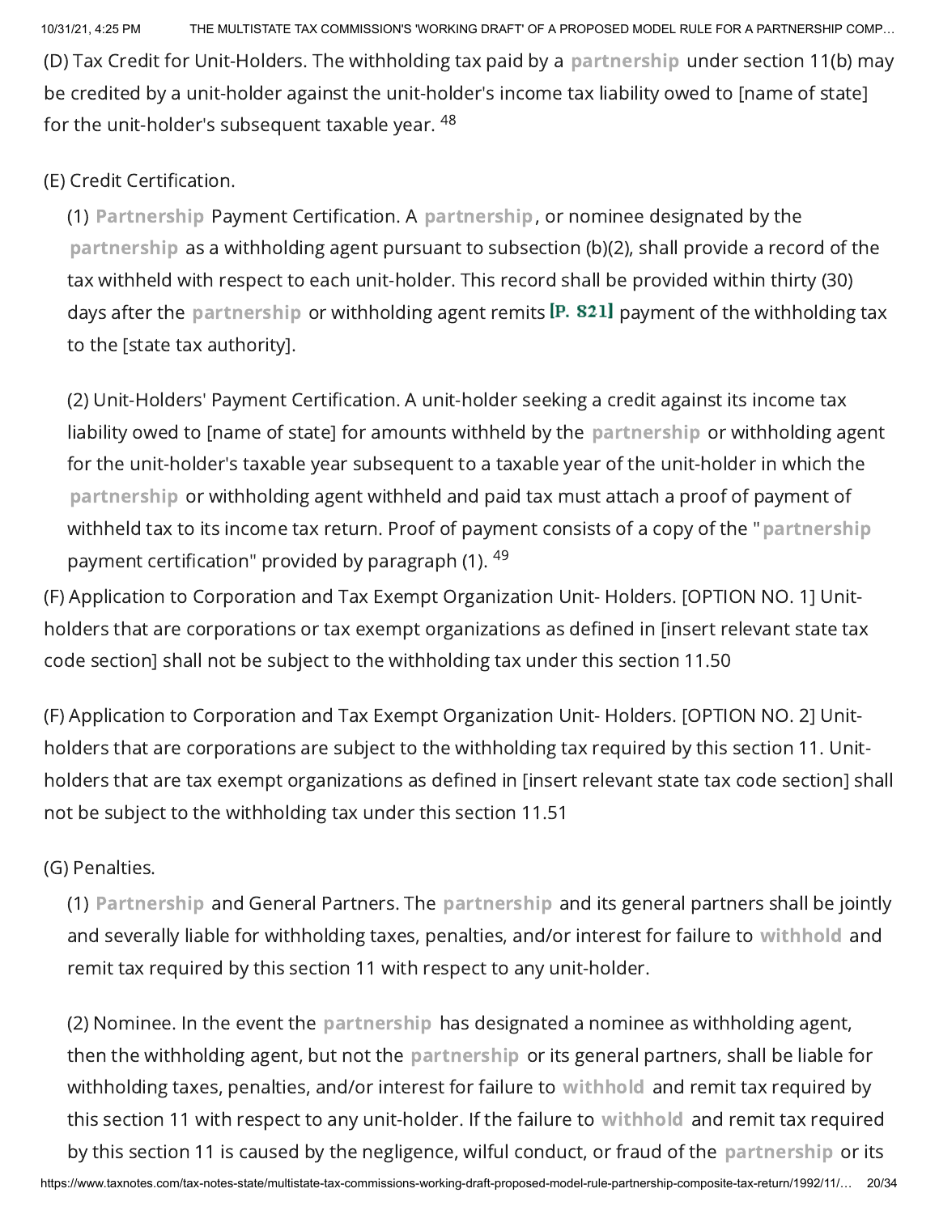(D) Tax Credit for Unit-Holders. The withholding tax paid by a partnership under section 11(b) may be credited by a unit-holder against the unit-holder's income tax liability owed to [name of state] for the unit-holder's subsequent taxable year. [48]

(E) Credit Certification.

(1) Partnership Payment Certification. A partnership, or nominee designated by the partnership as a withholding agent pursuant to subsection (b)(2), shall provide a record of the tax withheld with respect to each unit-holder. This record shall be provided within thirty (30) days after the partnership or withholding agent remits [P. 821] payment of the withholding tax to the [state tax authority].

(2) Unit-Holders' Payment Certification. A unit-holder seeking a credit against its income tax liability owed to [name of state] for amounts withheld by the partnership or withholding agent for the unit-holder's taxable year subsequent to a taxable year of the unit-holder in which the partnership or withholding agent withheld and paid tax must attach a proof of payment of withheld tax to its income tax return. Proof of payment consists of a copy of the "partnership payment certification" provided by paragraph (1). [49]

(F) Application to Corporation and Tax Exempt Organization Unit- Holders. [OPTION NO. 1] Unit-holders that are corporations or tax exempt organizations as defined in [insert relevant state tax code section] shall not be subject to the withholding tax under this section 11.[50]

(F) Application to Corporation and Tax Exempt Organization Unit- Holders. [OPTION NO. 2] Unit-holders that are corporations are subject to the withholding tax required by this section 11. Unit-holders that are tax exempt organizations as defined in [insert relevant state tax code section] shall not be subject to the withholding tax under this section 11.[51]

(G) Penalties.

(1) Partnership and General Partners. The partnership and its general partners shall be jointly and severally liable for withholding taxes, penalties, and/or interest for failure to withhold and remit tax required by this section 11 with respect to any unit-holder.

(2) Nominee. In the event the partnership has designated a nominee as withholding agent, then the withholding agent, but not the partnership or its general partners, shall be liable for withholding taxes, penalties, and/or interest for failure to withhold and remit tax required by this section 11 with respect to any unit-holder. If the failure to withhold and remit tax required by this section 11 is caused by the negligence, wilful conduct, or fraud of the partnership or its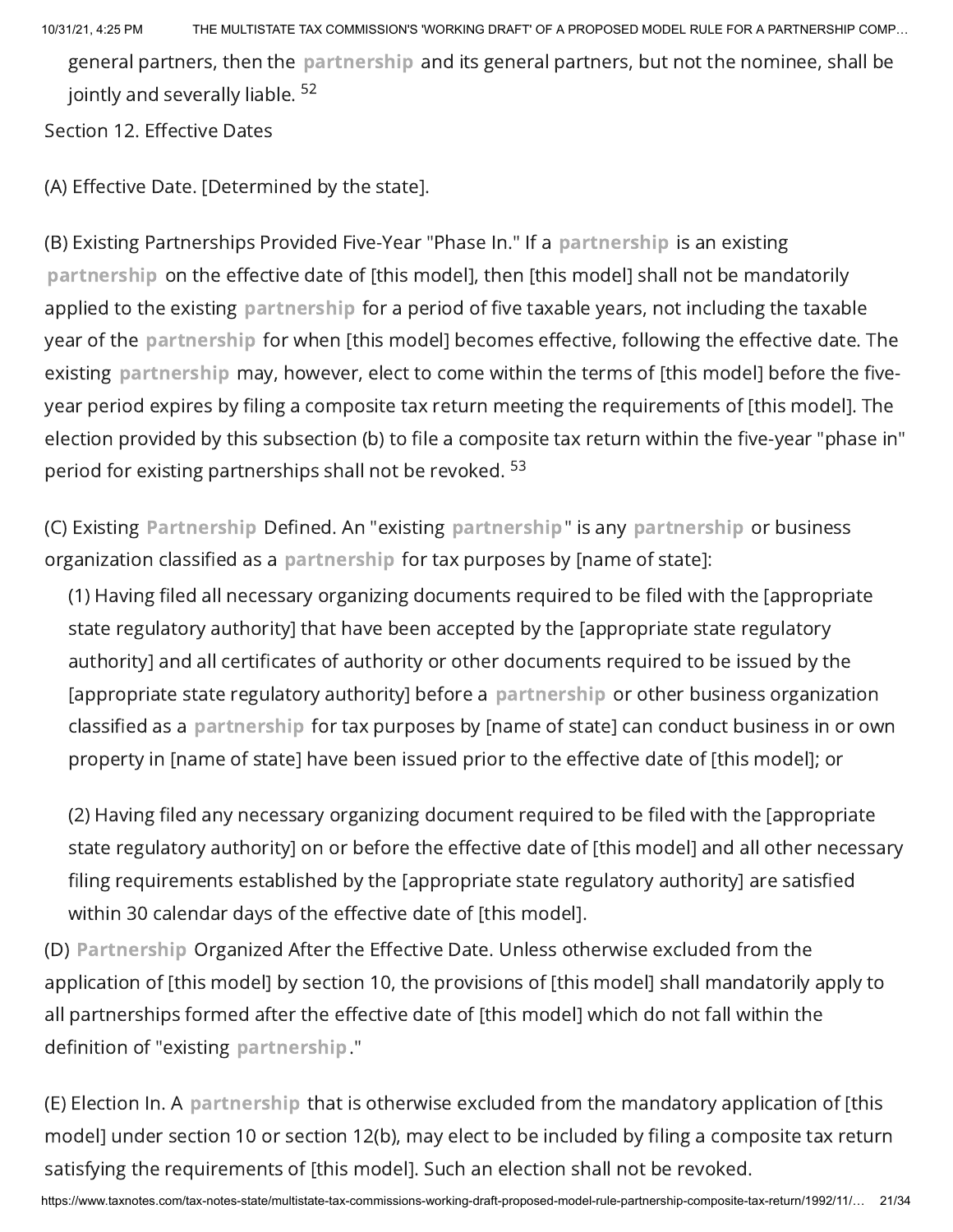general partners, then the partnership and its general partners, but not the nominee, shall be jointly and severally liable. [52]

Section 12. Effective Dates

(A) Effective Date. [Determined by the state].

(B) Existing Partnerships Provided Five-Year "Phase In." If a partnership is an existing partnership on the effective date of [this model], then [this model] shall not be mandatorily applied to the existing partnership for a period of five taxable years, not including the taxable year of the partnership for when [this model] becomes effective, following the effective date. The existing partnership may, however, elect to come within the terms of [this model] before the five-year period expires by filing a composite tax return meeting the requirements of [this model]. The election provided by this subsection (b) to file a composite tax return within the five-year "phase in" period for existing partnerships shall not be revoked. [53]

(C) Existing Partnership Defined. An "existing partnership" is any partnership or business organization classified as a partnership for tax purposes by [name of state]:

(1) Having filed all necessary organizing documents required to be filed with the [appropriate state regulatory authority] that have been accepted by the [appropriate state regulatory authority] and all certificates of authority or other documents required to be issued by the [appropriate state regulatory authority] before a partnership or other business organization classified as a partnership for tax purposes by [name of state] can conduct business in or own property in [name of state] have been issued prior to the effective date of [this model]; or

(2) Having filed any necessary organizing document required to be filed with the [appropriate state regulatory authority] on or before the effective date of [this model] and all other necessary filing requirements established by the [appropriate state regulatory authority] are satisfied within 30 calendar days of the effective date of [this model].

(D) Partnership Organized After the Effective Date. Unless otherwise excluded from the application of [this model] by section 10, the provisions of [this model] shall mandatorily apply to all partnerships formed after the effective date of [this model] which do not fall within the definition of "existing partnership."

(E) Election In. A partnership that is otherwise excluded from the mandatory application of [this model] under section 10 or section 12(b), may elect to be included by filing a composite tax return satisfying the requirements of [this model]. Such an election shall not be revoked.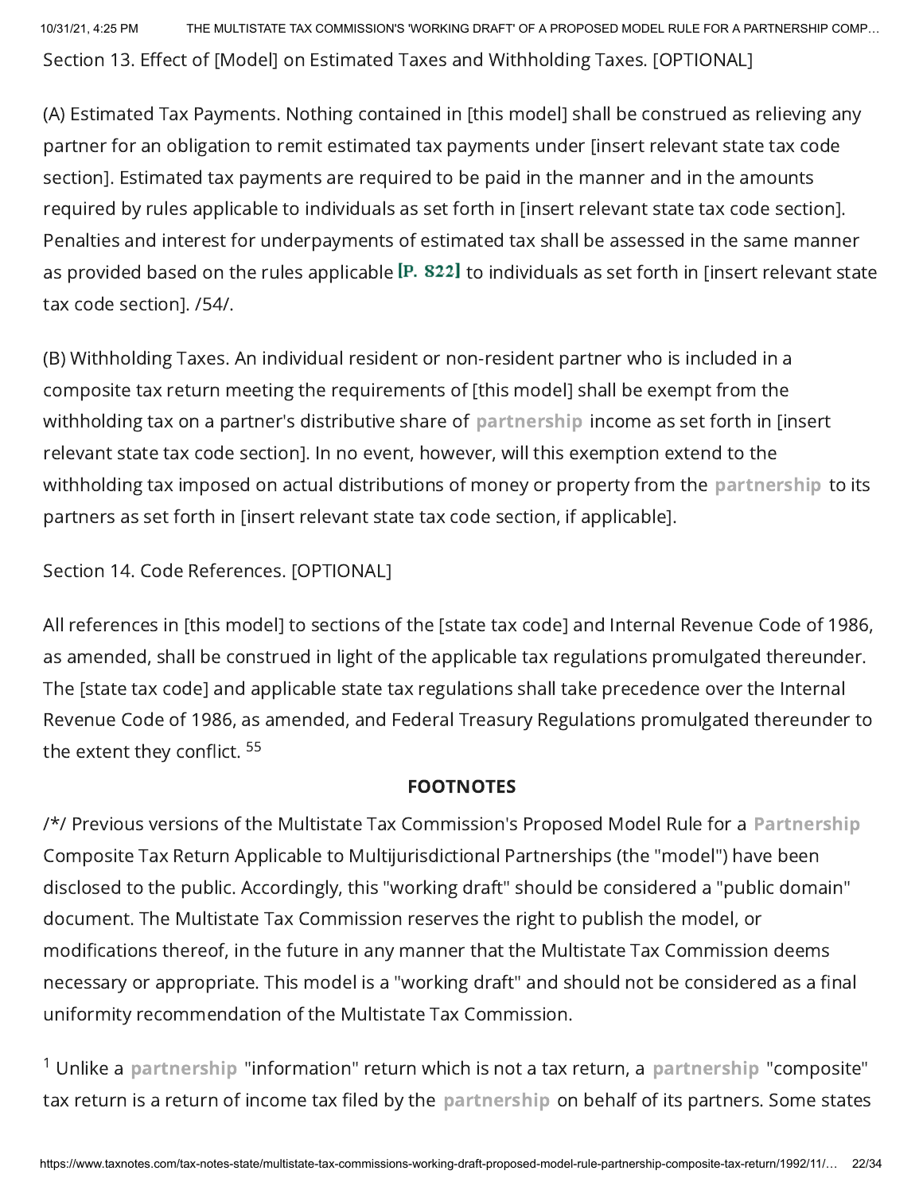Section 13. Effect of [Model] on Estimated Taxes and Withholding Taxes. [OPTIONAL]

(A) Estimated Tax Payments. Nothing contained in [this model] shall be construed as relieving any partner for an obligation to remit estimated tax payments under [insert relevant state tax code section]. Estimated tax payments are required to be paid in the manner and in the amounts required by rules applicable to individuals as set forth in [insert relevant state tax code section]. Penalties and interest for underpayments of estimated tax shall be assessed in the same manner as provided based on the rules applicable [P. 822] to individuals as set forth in [insert relevant state tax code section]. /54/.

(B) Withholding Taxes. An individual resident or non-resident partner who is included in a composite tax return meeting the requirements of [this model] shall be exempt from the withholding tax on a partner's distributive share of partnership income as set forth in [insert relevant state tax code section]. In no event, however, will this exemption extend to the withholding tax imposed on actual distributions of money or property from the partnership to its partners as set forth in [insert relevant state tax code section, if applicable].

Section 14. Code References. [OPTIONAL]

All references in [this model] to sections of the [state tax code] and Internal Revenue Code of 1986, as amended, shall be construed in light of the applicable tax regulations promulgated thereunder. The [state tax code] and applicable state tax regulations shall take precedence over the Internal Revenue Code of 1986, as amended, and Federal Treasury Regulations promulgated thereunder to the extent they conflict. [55]

**FOOTNOTES**

/*/ Previous versions of the Multistate Tax Commission's Proposed Model Rule for a Partnership Composite Tax Return Applicable to Multijurisdictional Partnerships (the "model") have been disclosed to the public. Accordingly, this "working draft" should be considered a "public domain" document. The Multistate Tax Commission reserves the right to publish the model, or modifications thereof, in the future in any manner that the Multistate Tax Commission deems necessary or appropriate. This model is a "working draft" and should not be considered as a final uniformity recommendation of the Multistate Tax Commission.

[1] Unlike a partnership "information" return which is not a tax return, a partnership "composite" tax return is a return of income tax filed by the partnership on behalf of its partners. Some states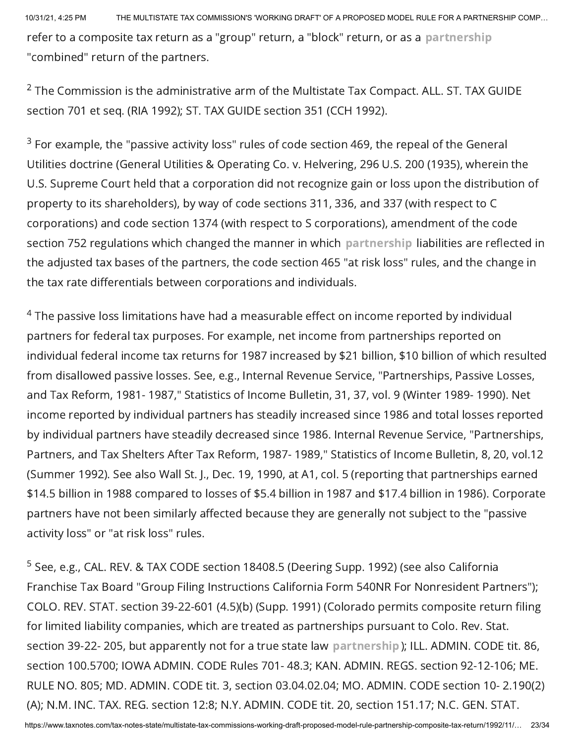refer to a composite tax return as a "group" return, a "block" return, or as a partnership "combined" return of the partners.

[2] The Commission is the administrative arm of the Multistate Tax Compact. ALL. ST. TAX GUIDE section 701 et seq. (RIA 1992); ST. TAX GUIDE section 351 (CCH 1992).

[3] For example, the "passive activity loss" rules of code section 469, the repeal of the General Utilities doctrine (General Utilities & Operating Co. v. Helvering, 296 U.S. 200 (1935), wherein the U.S. Supreme Court held that a corporation did not recognize gain or loss upon the distribution of property to its shareholders), by way of code sections 311, 336, and 337 (with respect to C corporations) and code section 1374 (with respect to S corporations), amendment of the code section 752 regulations which changed the manner in which partnership liabilities are reflected in the adjusted tax bases of the partners, the code section 465 "at risk loss" rules, and the change in the tax rate differentials between corporations and individuals.

[4] The passive loss limitations have had a measurable effect on income reported by individual partners for federal tax purposes. For example, net income from partnerships reported on individual federal income tax returns for 1987 increased by $21 billion, $10 billion of which resulted from disallowed passive losses. See, e.g., Internal Revenue Service, "Partnerships, Passive Losses, and Tax Reform, 1981- 1987," Statistics of Income Bulletin, 31, 37, vol. 9 (Winter 1989- 1990). Net income reported by individual partners has steadily increased since 1986 and total losses reported by individual partners have steadily decreased since 1986. Internal Revenue Service, "Partnerships, Partners, and Tax Shelters After Tax Reform, 1987- 1989," Statistics of Income Bulletin, 8, 20, vol.12 (Summer 1992). See also Wall St. J., Dec. 19, 1990, at A1, col. 5 (reporting that partnerships earned $14.5 billion in 1988 compared to losses of $5.4 billion in 1987 and $17.4 billion in 1986). Corporate partners have not been similarly affected because they are generally not subject to the "passive activity loss" or "at risk loss" rules.

[5] See, e.g., CAL. REV. & TAX CODE section 18408.5 (Deering Supp. 1992) (see also California Franchise Tax Board "Group Filing Instructions California Form 540NR For Nonresident Partners"); COLO. REV. STAT. section 39-22-601 (4.5)(b) (Supp. 1991) (Colorado permits composite return filing for limited liability companies, which are treated as partnerships pursuant to Colo. Rev. Stat. section 39-22- 205, but apparently not for a true state law partnership); ILL. ADMIN. CODE tit. 86, section 100.5700; IOWA ADMIN. CODE Rules 701- 48.3; KAN. ADMIN. REGS. section 92-12-106; ME. RULE NO. 805; MD. ADMIN. CODE tit. 3, section 03.04.02.04; MO. ADMIN. CODE section 10- 2.190(2) (A); N.M. INC. TAX. REG. section 12:8; N.Y. ADMIN. CODE tit. 20, section 151.17; N.C. GEN. STAT.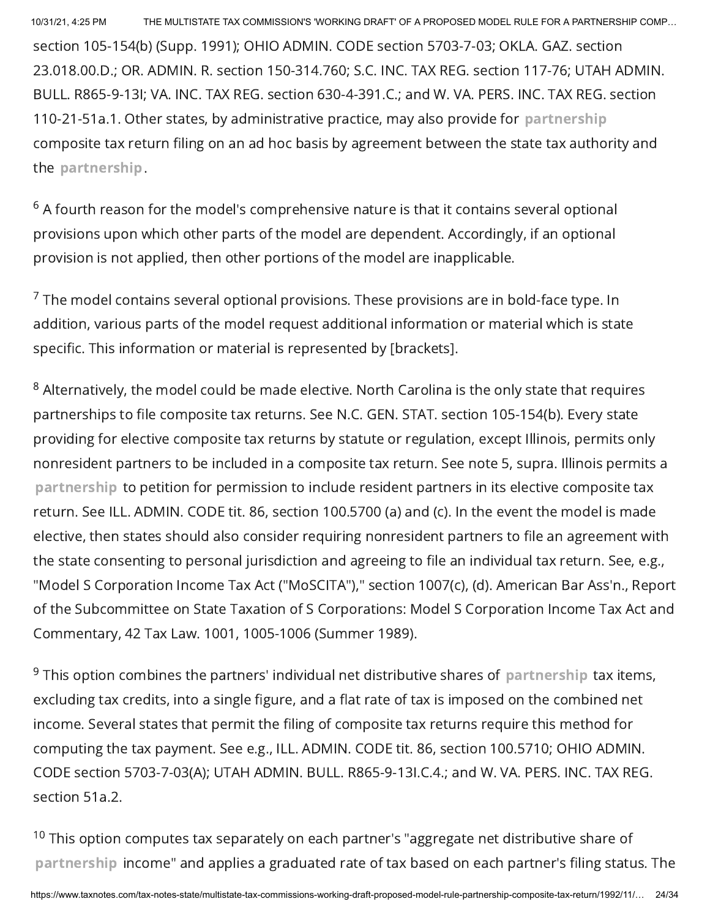section 105-154(b) (Supp. 1991); OHIO ADMIN. CODE section 5703-7-03; OKLA. GAZ. section 23.018.00.D.; OR. ADMIN. R. section 150-314.760; S.C. INC. TAX REG. section 117-76; UTAH ADMIN. BULL. R865-9-13I; VA. INC. TAX REG. section 630-4-391.C.; and W. VA. PERS. INC. TAX REG. section 110-21-51a.1. Other states, by administrative practice, may also provide for partnership composite tax return filing on an ad hoc basis by agreement between the state tax authority and the partnership.

[6] A fourth reason for the model's comprehensive nature is that it contains several optional provisions upon which other parts of the model are dependent. Accordingly, if an optional provision is not applied, then other portions of the model are inapplicable.

[7] The model contains several optional provisions. These provisions are in bold-face type. In addition, various parts of the model request additional information or material which is state specific. This information or material is represented by [brackets].

[8] Alternatively, the model could be made elective. North Carolina is the only state that requires partnerships to file composite tax returns. See N.C. GEN. STAT. section 105-154(b). Every state providing for elective composite tax returns by statute or regulation, except Illinois, permits only nonresident partners to be included in a composite tax return. See note 5, supra. Illinois permits a partnership to petition for permission to include resident partners in its elective composite tax return. See ILL. ADMIN. CODE tit. 86, section 100.5700 (a) and (c). In the event the model is made elective, then states should also consider requiring nonresident partners to file an agreement with the state consenting to personal jurisdiction and agreeing to file an individual tax return. See, e.g., "Model S Corporation Income Tax Act ("MoSCITA")," section 1007(c), (d). American Bar Ass'n., Report of the Subcommittee on State Taxation of S Corporations: Model S Corporation Income Tax Act and Commentary, 42 Tax Law. 1001, 1005-1006 (Summer 1989).

[9] This option combines the partners' individual net distributive shares of partnership tax items, excluding tax credits, into a single figure, and a flat rate of tax is imposed on the combined net income. Several states that permit the filing of composite tax returns require this method for computing the tax payment. See e.g., ILL. ADMIN. CODE tit. 86, section 100.5710; OHIO ADMIN. CODE section 5703-7-03(A); UTAH ADMIN. BULL. R865-9-13I.C.4.; and W. VA. PERS. INC. TAX REG. section 51a.2.

[10] This option computes tax separately on each partner's "aggregate net distributive share of partnership income" and applies a graduated rate of tax based on each partner's filing status. The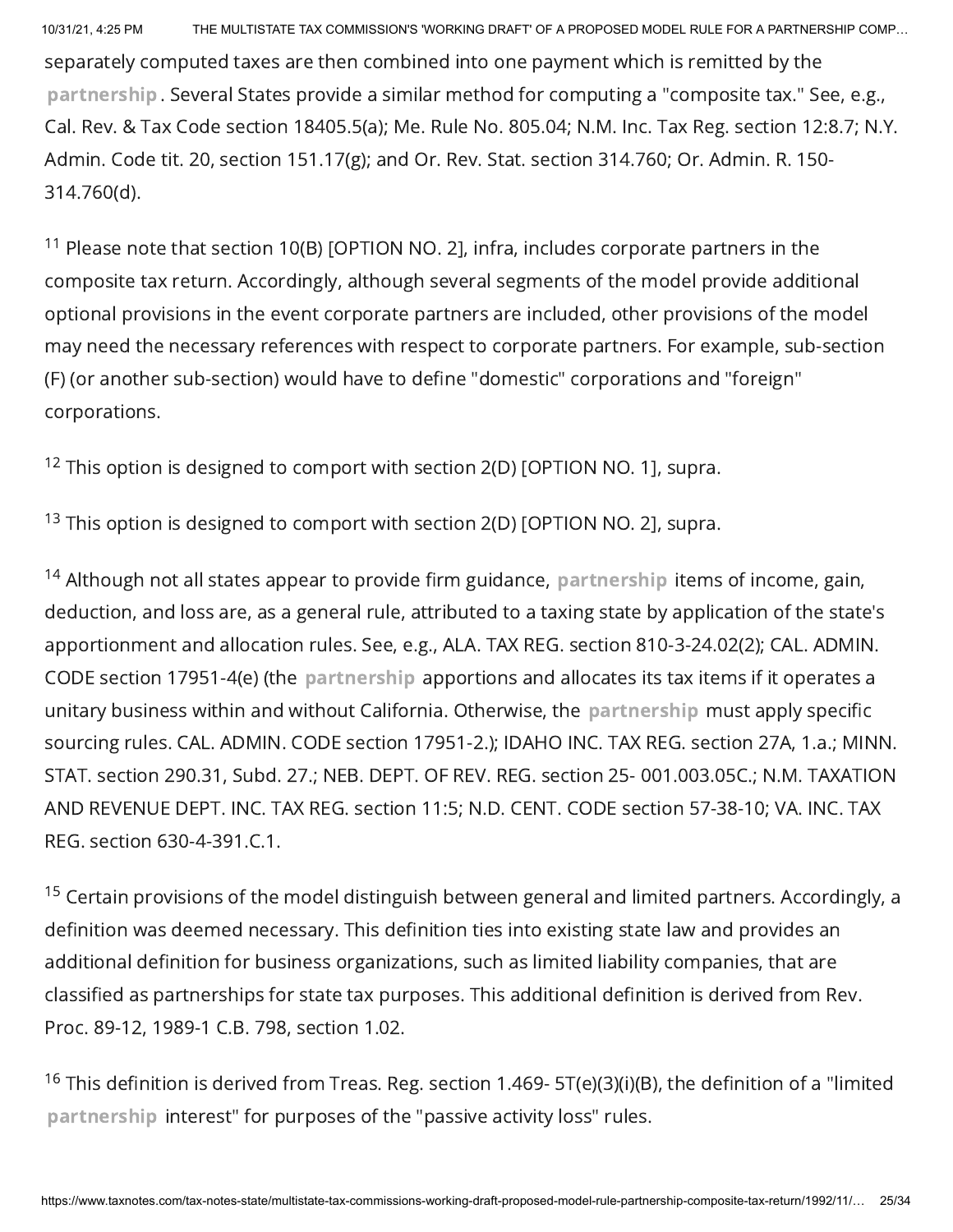separately computed taxes are then combined into one payment which is remitted by the partnership. Several States provide a similar method for computing a "composite tax." See, e.g., Cal. Rev. & Tax Code section 18405.5(a); Me. Rule No. 805.04; N.M. Inc. Tax Reg. section 12:8.7; N.Y. Admin. Code tit. 20, section 151.17(g); and Or. Rev. Stat. section 314.760; Or. Admin. R. 150-314.760(d).

[11] Please note that section 10(B) [OPTION NO. 2], infra, includes corporate partners in the composite tax return. Accordingly, although several segments of the model provide additional optional provisions in the event corporate partners are included, other provisions of the model may need the necessary references with respect to corporate partners. For example, sub-section (F) (or another sub-section) would have to define "domestic" corporations and "foreign" corporations.

[12] This option is designed to comport with section 2(D) [OPTION NO. 1], supra.

[13] This option is designed to comport with section 2(D) [OPTION NO. 2], supra.

[14] Although not all states appear to provide firm guidance, partnership items of income, gain, deduction, and loss are, as a general rule, attributed to a taxing state by application of the state's apportionment and allocation rules. See, e.g., ALA. TAX REG. section 810-3-24.02(2); CAL. ADMIN. CODE section 17951-4(e) (the partnership apportions and allocates its tax items if it operates a unitary business within and without California. Otherwise, the partnership must apply specific sourcing rules. CAL. ADMIN. CODE section 17951-2.); IDAHO INC. TAX REG. section 27A, 1.a.; MINN. STAT. section 290.31, Subd. 27.; NEB. DEPT. OF REV. REG. section 25- 001.003.05C.; N.M. TAXATION AND REVENUE DEPT. INC. TAX REG. section 11:5; N.D. CENT. CODE section 57-38-10; VA. INC. TAX REG. section 630-4-391.C.1.

[15] Certain provisions of the model distinguish between general and limited partners. Accordingly, a definition was deemed necessary. This definition ties into existing state law and provides an additional definition for business organizations, such as limited liability companies, that are classified as partnerships for state tax purposes. This additional definition is derived from Rev. Proc. 89-12, 1989-1 C.B. 798, section 1.02.

[16] This definition is derived from Treas. Reg. section 1.469- 5T(e)(3)(i)(B), the definition of a "limited partnership interest" for purposes of the "passive activity loss" rules.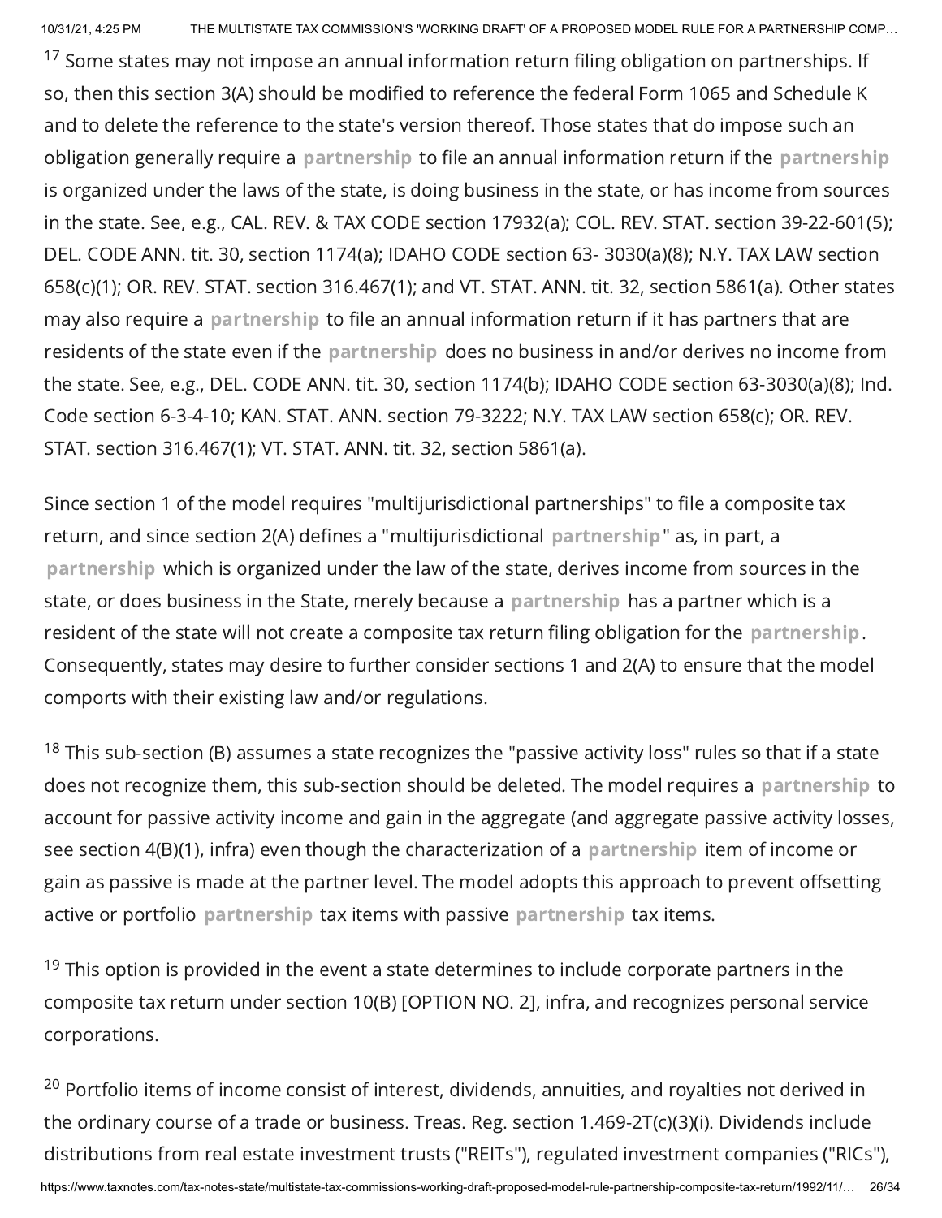[17] Some states may not impose an annual information return filing obligation on partnerships. If so, then this section 3(A) should be modified to reference the federal Form 1065 and Schedule K and to delete the reference to the state's version thereof. Those states that do impose such an obligation generally require a partnership to file an annual information return if the partnership is organized under the laws of the state, is doing business in the state, or has income from sources in the state. See, e.g., CAL. REV. & TAX CODE section 17932(a); COL. REV. STAT. section 39-22-601(5); DEL. CODE ANN. tit. 30, section 1174(a); IDAHO CODE section 63- 3030(a)(8); N.Y. TAX LAW section 658(c)(1); OR. REV. STAT. section 316.467(1); and VT. STAT. ANN. tit. 32, section 5861(a). Other states may also require a partnership to file an annual information return if it has partners that are residents of the state even if the partnership does no business in and/or derives no income from the state. See, e.g., DEL. CODE ANN. tit. 30, section 1174(b); IDAHO CODE section 63-3030(a)(8); Ind. Code section 6-3-4-10; KAN. STAT. ANN. section 79-3222; N.Y. TAX LAW section 658(c); OR. REV. STAT. section 316.467(1); VT. STAT. ANN. tit. 32, section 5861(a).

Since section 1 of the model requires "multijurisdictional partnerships" to file a composite tax return, and since section 2(A) defines a "multijurisdictional partnership" as, in part, a partnership which is organized under the law of the state, derives income from sources in the state, or does business in the State, merely because a partnership has a partner which is a resident of the state will not create a composite tax return filing obligation for the partnership. Consequently, states may desire to further consider sections 1 and 2(A) to ensure that the model comports with their existing law and/or regulations.

[18] This sub-section (B) assumes a state recognizes the "passive activity loss" rules so that if a state does not recognize them, this sub-section should be deleted. The model requires a partnership to account for passive activity income and gain in the aggregate (and aggregate passive activity losses, see section 4(B)(1), infra) even though the characterization of a partnership item of income or gain as passive is made at the partner level. The model adopts this approach to prevent offsetting active or portfolio partnership tax items with passive partnership tax items.

[19] This option is provided in the event a state determines to include corporate partners in the composite tax return under section 10(B) [OPTION NO. 2], infra, and recognizes personal service corporations.

[20] Portfolio items of income consist of interest, dividends, annuities, and royalties not derived in the ordinary course of a trade or business. Treas. Reg. section 1.469-2T(c)(3)(i). Dividends include distributions from real estate investment trusts ("REITs"), regulated investment companies ("RICs"),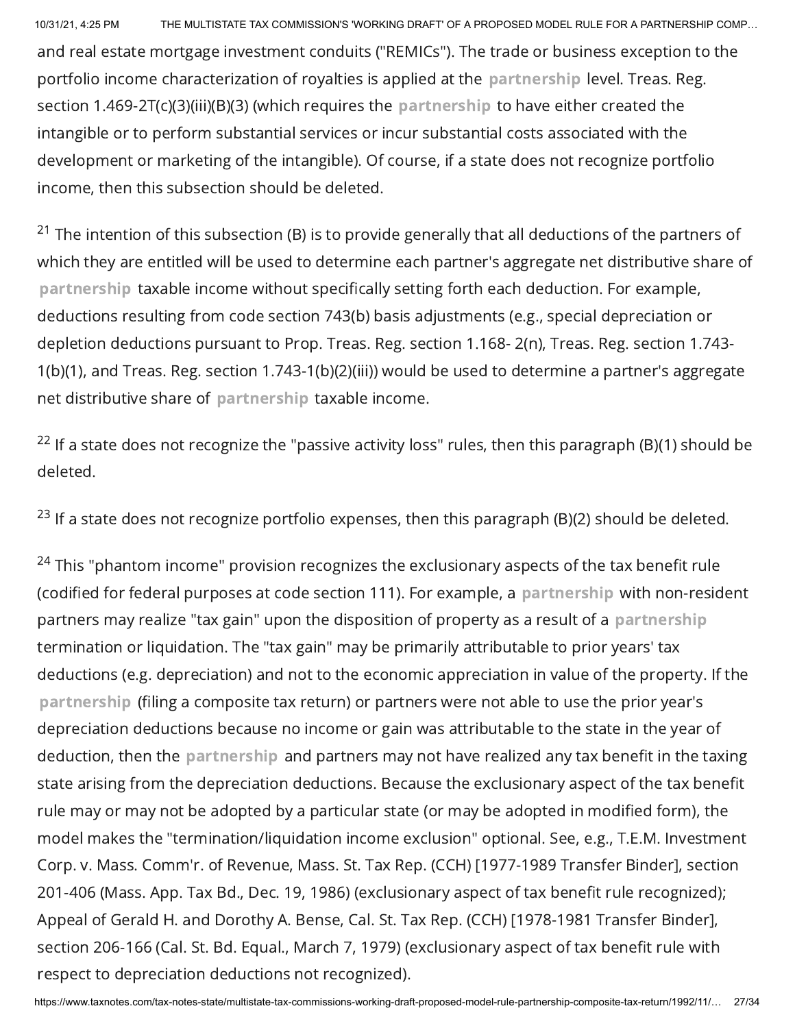and real estate mortgage investment conduits ("REMICs"). The trade or business exception to the portfolio income characterization of royalties is applied at the partnership level. Treas. Reg. section 1.469-2T(c)(3)(iii)(B)(3) (which requires the partnership to have either created the intangible or to perform substantial services or incur substantial costs associated with the development or marketing of the intangible). Of course, if a state does not recognize portfolio income, then this subsection should be deleted.

[21] The intention of this subsection (B) is to provide generally that all deductions of the partners of which they are entitled will be used to determine each partner's aggregate net distributive share of partnership taxable income without specifically setting forth each deduction. For example, deductions resulting from code section 743(b) basis adjustments (e.g., special depreciation or depletion deductions pursuant to Prop. Treas. Reg. section 1.168- 2(n), Treas. Reg. section 1.743-1(b)(1), and Treas. Reg. section 1.743-1(b)(2)(iii)) would be used to determine a partner's aggregate net distributive share of partnership taxable income.

[22] If a state does not recognize the "passive activity loss" rules, then this paragraph (B)(1) should be deleted.

[23] If a state does not recognize portfolio expenses, then this paragraph (B)(2) should be deleted.

[24] This "phantom income" provision recognizes the exclusionary aspects of the tax benefit rule (codified for federal purposes at code section 111). For example, a partnership with non-resident partners may realize "tax gain" upon the disposition of property as a result of a partnership termination or liquidation. The "tax gain" may be primarily attributable to prior years' tax deductions (e.g. depreciation) and not to the economic appreciation in value of the property. If the partnership (filing a composite tax return) or partners were not able to use the prior year's depreciation deductions because no income or gain was attributable to the state in the year of deduction, then the partnership and partners may not have realized any tax benefit in the taxing state arising from the depreciation deductions. Because the exclusionary aspect of the tax benefit rule may or may not be adopted by a particular state (or may be adopted in modified form), the model makes the "termination/liquidation income exclusion" optional. See, e.g., T.E.M. Investment Corp. v. Mass. Comm'r. of Revenue, Mass. St. Tax Rep. (CCH) [1977-1989 Transfer Binder], section 201-406 (Mass. App. Tax Bd., Dec. 19, 1986) (exclusionary aspect of tax benefit rule recognized); Appeal of Gerald H. and Dorothy A. Bense, Cal. St. Tax Rep. (CCH) [1978-1981 Transfer Binder], section 206-166 (Cal. St. Bd. Equal., March 7, 1979) (exclusionary aspect of tax benefit rule with respect to depreciation deductions not recognized).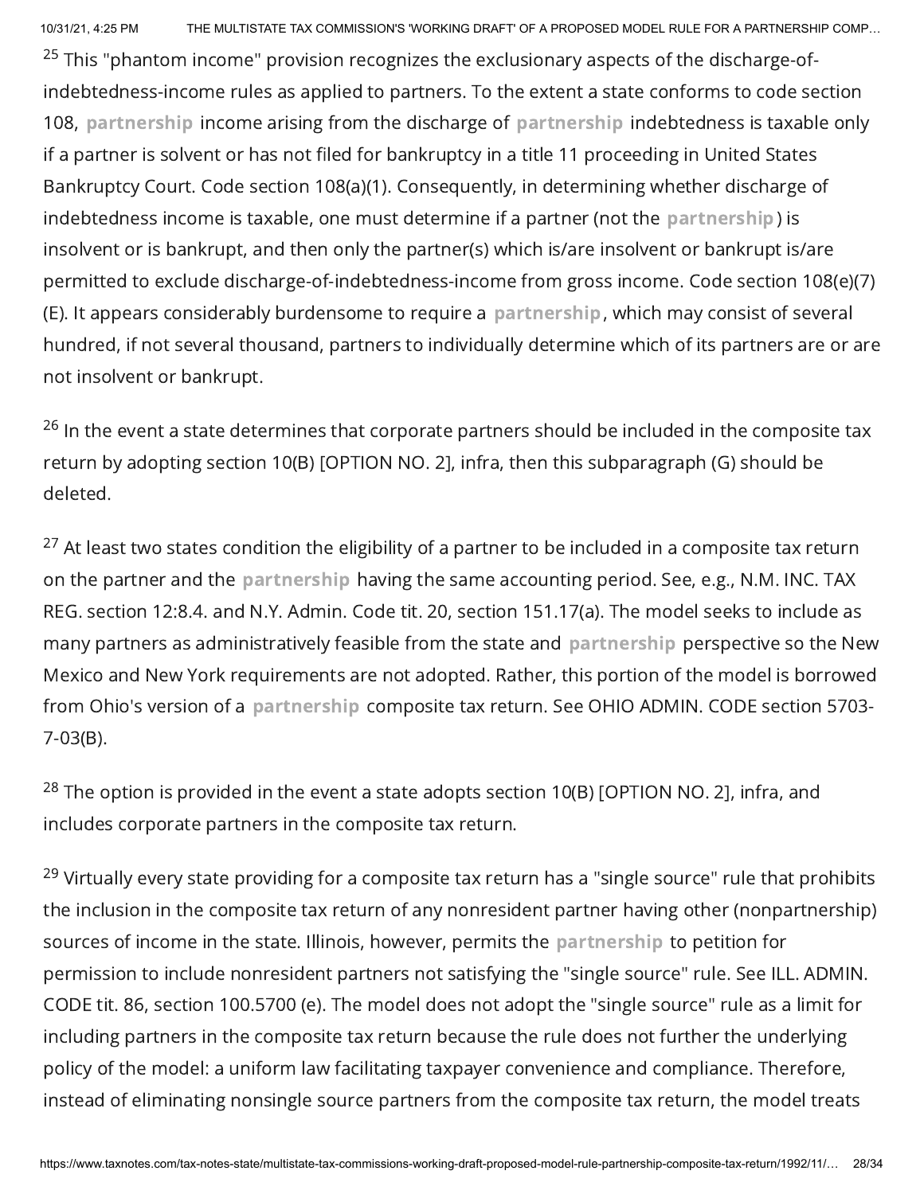[25] This "phantom income" provision recognizes the exclusionary aspects of the discharge-of-indebtedness-income rules as applied to partners. To the extent a state conforms to code section 108, partnership income arising from the discharge of partnership indebtedness is taxable only if a partner is solvent or has not filed for bankruptcy in a title 11 proceeding in United States Bankruptcy Court. Code section 108(a)(1). Consequently, in determining whether discharge of indebtedness income is taxable, one must determine if a partner (not the partnership) is insolvent or is bankrupt, and then only the partner(s) which is/are insolvent or bankrupt is/are permitted to exclude discharge-of-indebtedness-income from gross income. Code section 108(e)(7)(E). It appears considerably burdensome to require a partnership, which may consist of several hundred, if not several thousand, partners to individually determine which of its partners are or are not insolvent or bankrupt.

[26] In the event a state determines that corporate partners should be included in the composite tax return by adopting section 10(B) [OPTION NO. 2], infra, then this subparagraph (G) should be deleted.

[27] At least two states condition the eligibility of a partner to be included in a composite tax return on the partner and the partnership having the same accounting period. See, e.g., N.M. INC. TAX REG. section 12:8.4. and N.Y. Admin. Code tit. 20, section 151.17(a). The model seeks to include as many partners as administratively feasible from the state and partnership perspective so the New Mexico and New York requirements are not adopted. Rather, this portion of the model is borrowed from Ohio's version of a partnership composite tax return. See OHIO ADMIN. CODE section 5703-7-03(B).

[28] The option is provided in the event a state adopts section 10(B) [OPTION NO. 2], infra, and includes corporate partners in the composite tax return.

[29] Virtually every state providing for a composite tax return has a "single source" rule that prohibits the inclusion in the composite tax return of any nonresident partner having other (nonpartnership) sources of income in the state. Illinois, however, permits the partnership to petition for permission to include nonresident partners not satisfying the "single source" rule. See ILL. ADMIN. CODE tit. 86, section 100.5700 (e). The model does not adopt the "single source" rule as a limit for including partners in the composite tax return because the rule does not further the underlying policy of the model: a uniform law facilitating taxpayer convenience and compliance. Therefore, instead of eliminating nonsingle source partners from the composite tax return, the model treats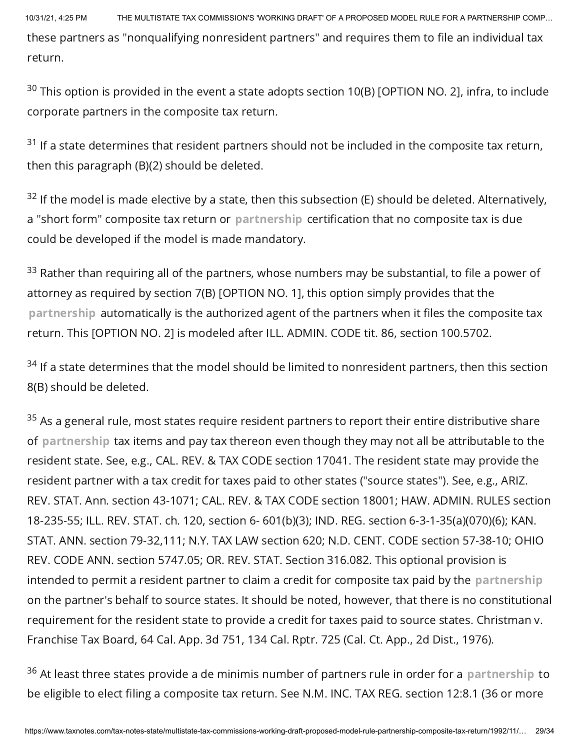these partners as "nonqualifying nonresident partners" and requires them to file an individual tax return.

[30] This option is provided in the event a state adopts section 10(B) [OPTION NO. 2], infra, to include corporate partners in the composite tax return.

[31] If a state determines that resident partners should not be included in the composite tax return, then this paragraph (B)(2) should be deleted.

[32] If the model is made elective by a state, then this subsection (E) should be deleted. Alternatively, a "short form" composite tax return or partnership certification that no composite tax is due could be developed if the model is made mandatory.

[33] Rather than requiring all of the partners, whose numbers may be substantial, to file a power of attorney as required by section 7(B) [OPTION NO. 1], this option simply provides that the partnership automatically is the authorized agent of the partners when it files the composite tax return. This [OPTION NO. 2] is modeled after ILL. ADMIN. CODE tit. 86, section 100.5702.

[34] If a state determines that the model should be limited to nonresident partners, then this section 8(B) should be deleted.

[35] As a general rule, most states require resident partners to report their entire distributive share of partnership tax items and pay tax thereon even though they may not all be attributable to the resident state. See, e.g., CAL. REV. & TAX CODE section 17041. The resident state may provide the resident partner with a tax credit for taxes paid to other states ("source states"). See, e.g., ARIZ. REV. STAT. Ann. section 43-1071; CAL. REV. & TAX CODE section 18001; HAW. ADMIN. RULES section 18-235-55; ILL. REV. STAT. ch. 120, section 6- 601(b)(3); IND. REG. section 6-3-1-35(a)(070)(6); KAN. STAT. ANN. section 79-32,111; N.Y. TAX LAW section 620; N.D. CENT. CODE section 57-38-10; OHIO REV. CODE ANN. section 5747.05; OR. REV. STAT. Section 316.082. This optional provision is intended to permit a resident partner to claim a credit for composite tax paid by the partnership on the partner's behalf to source states. It should be noted, however, that there is no constitutional requirement for the resident state to provide a credit for taxes paid to source states. Christman v. Franchise Tax Board, 64 Cal. App. 3d 751, 134 Cal. Rptr. 725 (Cal. Ct. App., 2d Dist., 1976).

[36] At least three states provide a de minimis number of partners rule in order for a partnership to be eligible to elect filing a composite tax return. See N.M. INC. TAX REG. section 12:8.1 (36 or more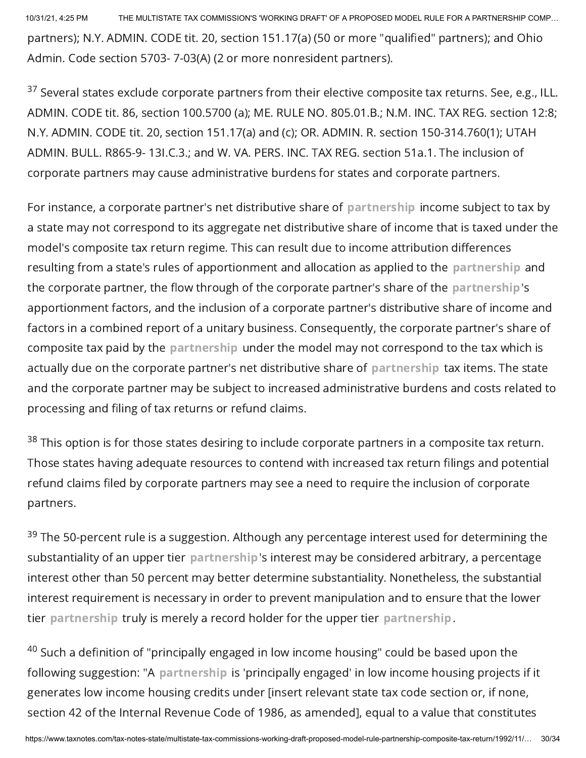partners); N.Y. ADMIN. CODE tit. 20, section 151.17(a) (50 or more "qualified" partners); and Ohio Admin. Code section 5703- 7-03(A) (2 or more nonresident partners).

[37] Several states exclude corporate partners from their elective composite tax returns. See, e.g., ILL. ADMIN. CODE tit. 86, section 100.5700 (a); ME. RULE NO. 805.01.B.; N.M. INC. TAX REG. section 12:8; N.Y. ADMIN. CODE tit. 20, section 151.17(a) and (c); OR. ADMIN. R. section 150-314.760(1); UTAH ADMIN. BULL. R865-9- 13I.C.3.; and W. VA. PERS. INC. TAX REG. section 51a.1. The inclusion of corporate partners may cause administrative burdens for states and corporate partners.

For instance, a corporate partner's net distributive share of partnership income subject to tax by a state may not correspond to its aggregate net distributive share of income that is taxed under the model's composite tax return regime. This can result due to income attribution differences resulting from a state's rules of apportionment and allocation as applied to the partnership and the corporate partner, the flow through of the corporate partner's share of the partnership's apportionment factors, and the inclusion of a corporate partner's distributive share of income and factors in a combined report of a unitary business. Consequently, the corporate partner's share of composite tax paid by the partnership under the model may not correspond to the tax which is actually due on the corporate partner's net distributive share of partnership tax items. The state and the corporate partner may be subject to increased administrative burdens and costs related to processing and filing of tax returns or refund claims.

[38] This option is for those states desiring to include corporate partners in a composite tax return. Those states having adequate resources to contend with increased tax return filings and potential refund claims filed by corporate partners may see a need to require the inclusion of corporate partners.

[39] The 50-percent rule is a suggestion. Although any percentage interest used for determining the substantiality of an upper tier partnership's interest may be considered arbitrary, a percentage interest other than 50 percent may better determine substantiality. Nonetheless, the substantial interest requirement is necessary in order to prevent manipulation and to ensure that the lower tier partnership truly is merely a record holder for the upper tier partnership.

[40] Such a definition of "principally engaged in low income housing" could be based upon the following suggestion: "A partnership is 'principally engaged' in low income housing projects if it generates low income housing credits under [insert relevant state tax code section or, if none, section 42 of the Internal Revenue Code of 1986, as amended], equal to a value that constitutes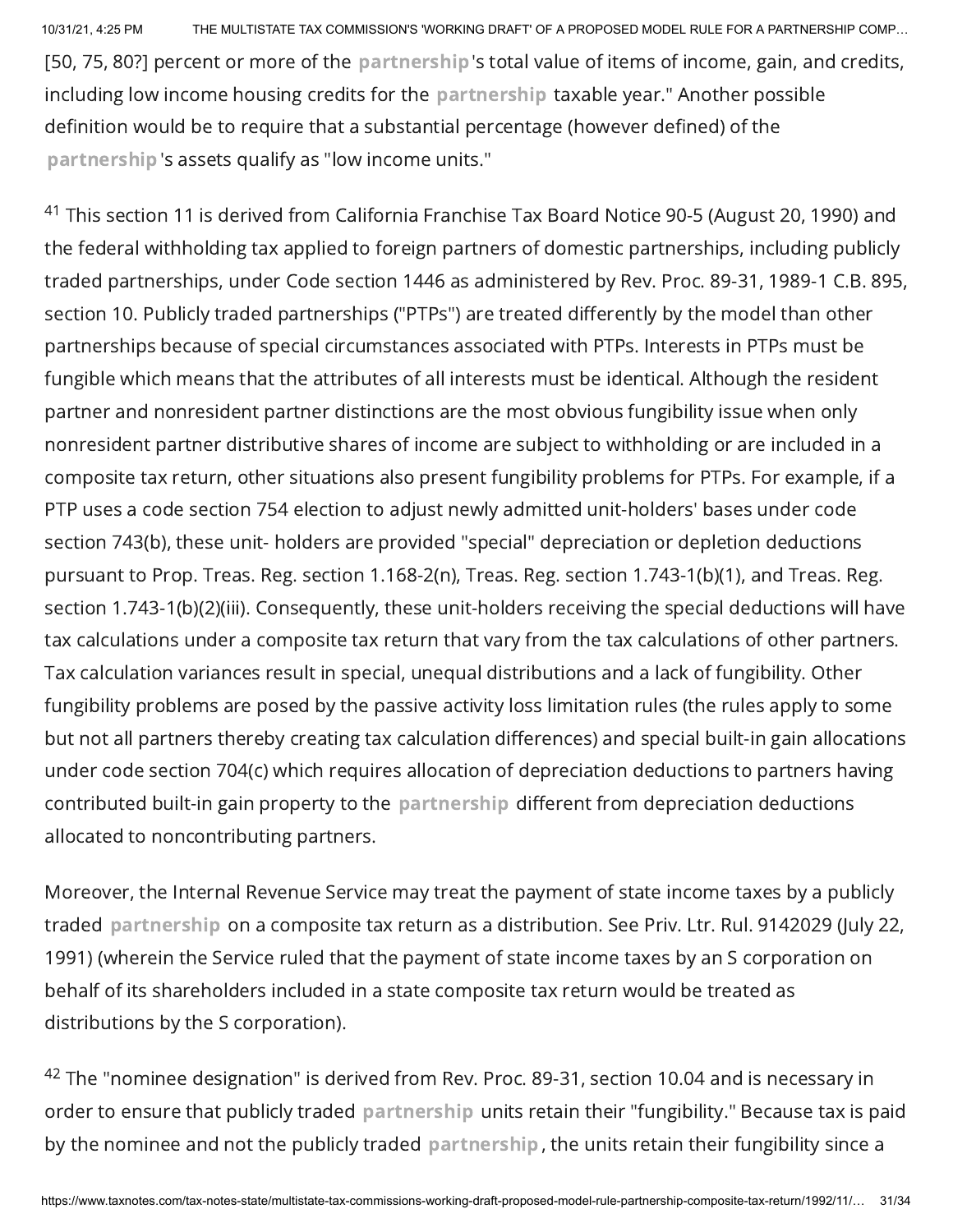[50, 75, 80?] percent or more of the partnership's total value of items of income, gain, and credits, including low income housing credits for the partnership taxable year." Another possible definition would be to require that a substantial percentage (however defined) of the partnership's assets qualify as "low income units."

[41] This section 11 is derived from California Franchise Tax Board Notice 90-5 (August 20, 1990) and the federal withholding tax applied to foreign partners of domestic partnerships, including publicly traded partnerships, under Code section 1446 as administered by Rev. Proc. 89-31, 1989-1 C.B. 895, section 10. Publicly traded partnerships ("PTPs") are treated differently by the model than other partnerships because of special circumstances associated with PTPs. Interests in PTPs must be fungible which means that the attributes of all interests must be identical. Although the resident partner and nonresident partner distinctions are the most obvious fungibility issue when only nonresident partner distributive shares of income are subject to withholding or are included in a composite tax return, other situations also present fungibility problems for PTPs. For example, if a PTP uses a code section 754 election to adjust newly admitted unit-holders' bases under code section 743(b), these unit- holders are provided "special" depreciation or depletion deductions pursuant to Prop. Treas. Reg. section 1.168-2(n), Treas. Reg. section 1.743-1(b)(1), and Treas. Reg. section 1.743-1(b)(2)(iii). Consequently, these unit-holders receiving the special deductions will have tax calculations under a composite tax return that vary from the tax calculations of other partners. Tax calculation variances result in special, unequal distributions and a lack of fungibility. Other fungibility problems are posed by the passive activity loss limitation rules (the rules apply to some but not all partners thereby creating tax calculation differences) and special built-in gain allocations under code section 704(c) which requires allocation of depreciation deductions to partners having contributed built-in gain property to the partnership different from depreciation deductions allocated to noncontributing partners.

Moreover, the Internal Revenue Service may treat the payment of state income taxes by a publicly traded partnership on a composite tax return as a distribution. See Priv. Ltr. Rul. 9142029 (July 22, 1991) (wherein the Service ruled that the payment of state income taxes by an S corporation on behalf of its shareholders included in a state composite tax return would be treated as distributions by the S corporation).

[42] The "nominee designation" is derived from Rev. Proc. 89-31, section 10.04 and is necessary in order to ensure that publicly traded partnership units retain their "fungibility." Because tax is paid by the nominee and not the publicly traded partnership, the units retain their fungibility since a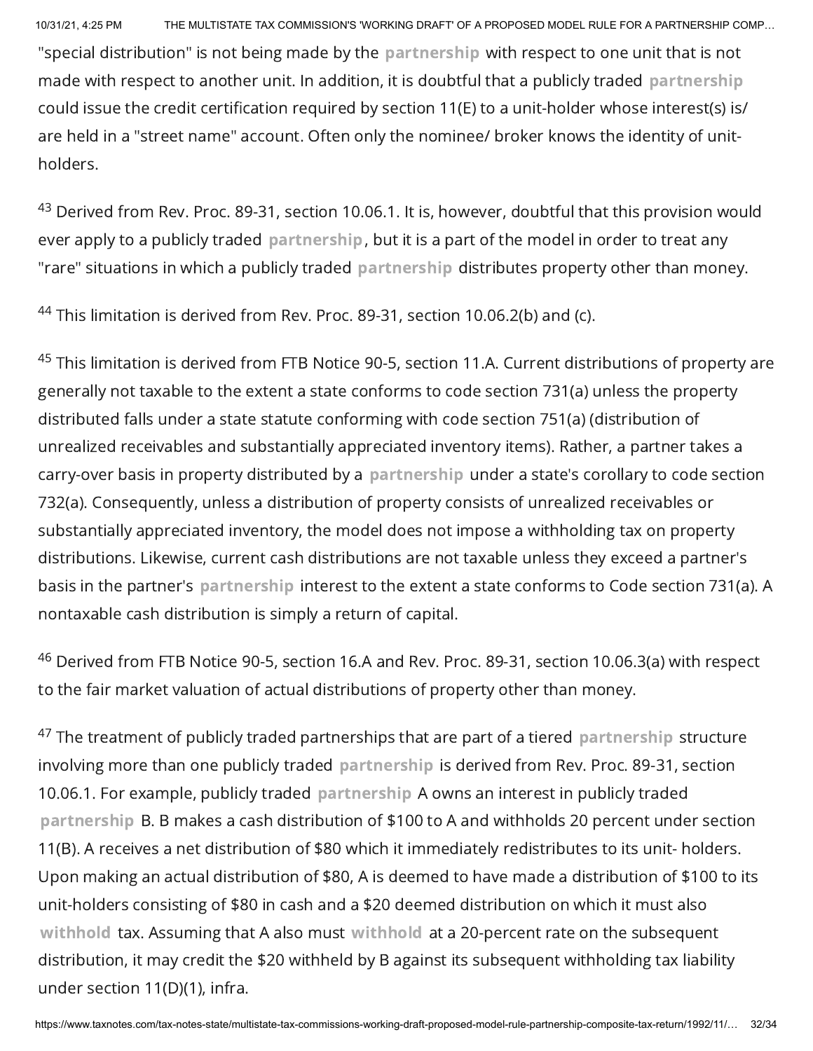"special distribution" is not being made by the partnership with respect to one unit that is not made with respect to another unit. In addition, it is doubtful that a publicly traded partnership could issue the credit certification required by section 11(E) to a unit-holder whose interest(s) is/are held in a "street name" account. Often only the nominee/ broker knows the identity of unit-holders.

[43] Derived from Rev. Proc. 89-31, section 10.06.1. It is, however, doubtful that this provision would ever apply to a publicly traded partnership, but it is a part of the model in order to treat any "rare" situations in which a publicly traded partnership distributes property other than money.

[44] This limitation is derived from Rev. Proc. 89-31, section 10.06.2(b) and (c).

[45] This limitation is derived from FTB Notice 90-5, section 11.A. Current distributions of property are generally not taxable to the extent a state conforms to code section 731(a) unless the property distributed falls under a state statute conforming with code section 751(a) (distribution of unrealized receivables and substantially appreciated inventory items). Rather, a partner takes a carry-over basis in property distributed by a partnership under a state's corollary to code section 732(a). Consequently, unless a distribution of property consists of unrealized receivables or substantially appreciated inventory, the model does not impose a withholding tax on property distributions. Likewise, current cash distributions are not taxable unless they exceed a partner's basis in the partner's partnership interest to the extent a state conforms to Code section 731(a). A nontaxable cash distribution is simply a return of capital.

[46] Derived from FTB Notice 90-5, section 16.A and Rev. Proc. 89-31, section 10.06.3(a) with respect to the fair market valuation of actual distributions of property other than money.

[47] The treatment of publicly traded partnerships that are part of a tiered partnership structure involving more than one publicly traded partnership is derived from Rev. Proc. 89-31, section 10.06.1. For example, publicly traded partnership A owns an interest in publicly traded partnership B. B makes a cash distribution of $100 to A and withholds 20 percent under section 11(B). A receives a net distribution of $80 which it immediately redistributes to its unit- holders. Upon making an actual distribution of $80, A is deemed to have made a distribution of $100 to its unit-holders consisting of $80 in cash and a $20 deemed distribution on which it must also withhold tax. Assuming that A also must withhold at a 20-percent rate on the subsequent distribution, it may credit the $20 withheld by B against its subsequent withholding tax liability under section 11(D)(1), infra.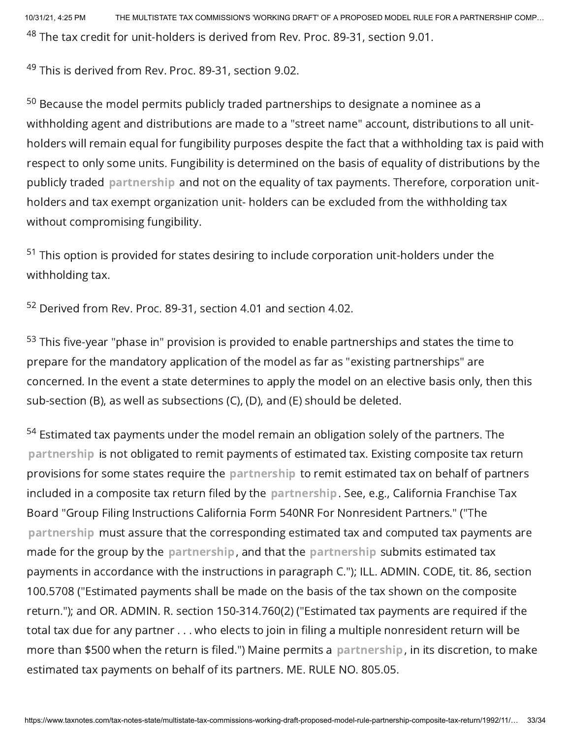[48] The tax credit for unit-holders is derived from Rev. Proc. 89-31, section 9.01.

[49] This is derived from Rev. Proc. 89-31, section 9.02.

[50] Because the model permits publicly traded partnerships to designate a nominee as a withholding agent and distributions are made to a "street name" account, distributions to all unit-holders will remain equal for fungibility purposes despite the fact that a withholding tax is paid with respect to only some units. Fungibility is determined on the basis of equality of distributions by the publicly traded partnership and not on the equality of tax payments. Therefore, corporation unit-holders and tax exempt organization unit- holders can be excluded from the withholding tax without compromising fungibility.

[51] This option is provided for states desiring to include corporation unit-holders under the withholding tax.

[52] Derived from Rev. Proc. 89-31, section 4.01 and section 4.02.

[53] This five-year "phase in" provision is provided to enable partnerships and states the time to prepare for the mandatory application of the model as far as "existing partnerships" are concerned. In the event a state determines to apply the model on an elective basis only, then this sub-section (B), as well as subsections (C), (D), and (E) should be deleted.

[54] Estimated tax payments under the model remain an obligation solely of the partners. The partnership is not obligated to remit payments of estimated tax. Existing composite tax return provisions for some states require the partnership to remit estimated tax on behalf of partners included in a composite tax return filed by the partnership. See, e.g., California Franchise Tax Board "Group Filing Instructions California Form 540NR For Nonresident Partners." ("The partnership must assure that the corresponding estimated tax and computed tax payments are made for the group by the partnership, and that the partnership submits estimated tax payments in accordance with the instructions in paragraph C."); ILL. ADMIN. CODE, tit. 86, section 100.5708 ("Estimated payments shall be made on the basis of the tax shown on the composite return."); and OR. ADMIN. R. section 150-314.760(2) ("Estimated tax payments are required if the total tax due for any partner . . . who elects to join in filing a multiple nonresident return will be more than $500 when the return is filed.") Maine permits a partnership, in its discretion, to make estimated tax payments on behalf of its partners. ME. RULE NO. 805.05.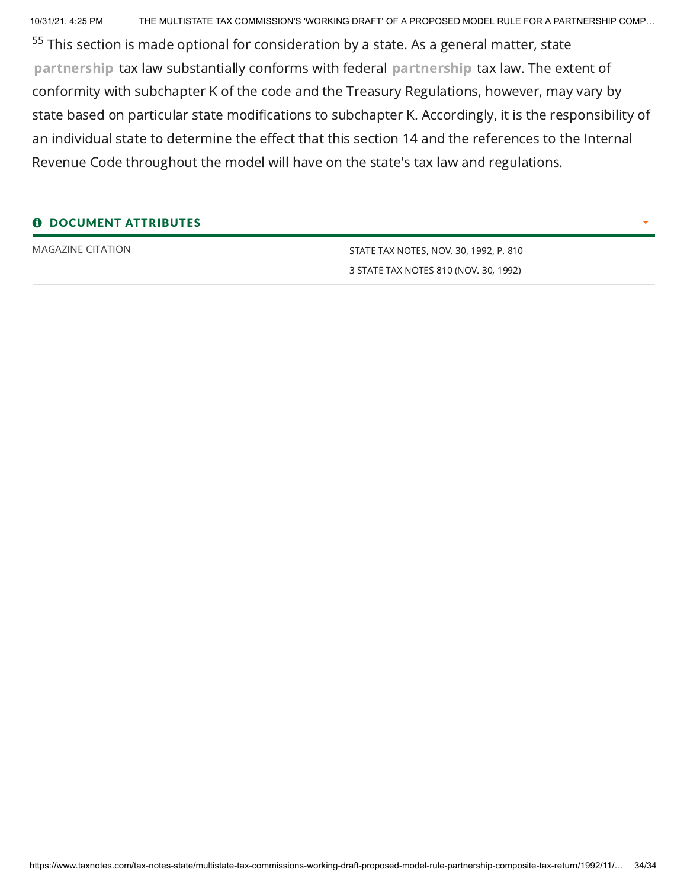[55] This section is made optional for consideration by a state. As a general matter, state partnership tax law substantially conforms with federal partnership tax law. The extent of conformity with subchapter K of the code and the Treasury Regulations, however, may vary by state based on particular state modifications to subchapter K. Accordingly, it is the responsibility of an individual state to determine the effect that this section 14 and the references to the Internal Revenue Code throughout the model will have on the state's tax law and regulations.

## DOCUMENT ATTRIBUTES

| | |
|---|---|
| MAGAZINE CITATION | STATE TAX NOTES, NOV. 30, 1992, P. 810<br>3 STATE TAX NOTES 810 (NOV. 30, 1992) |